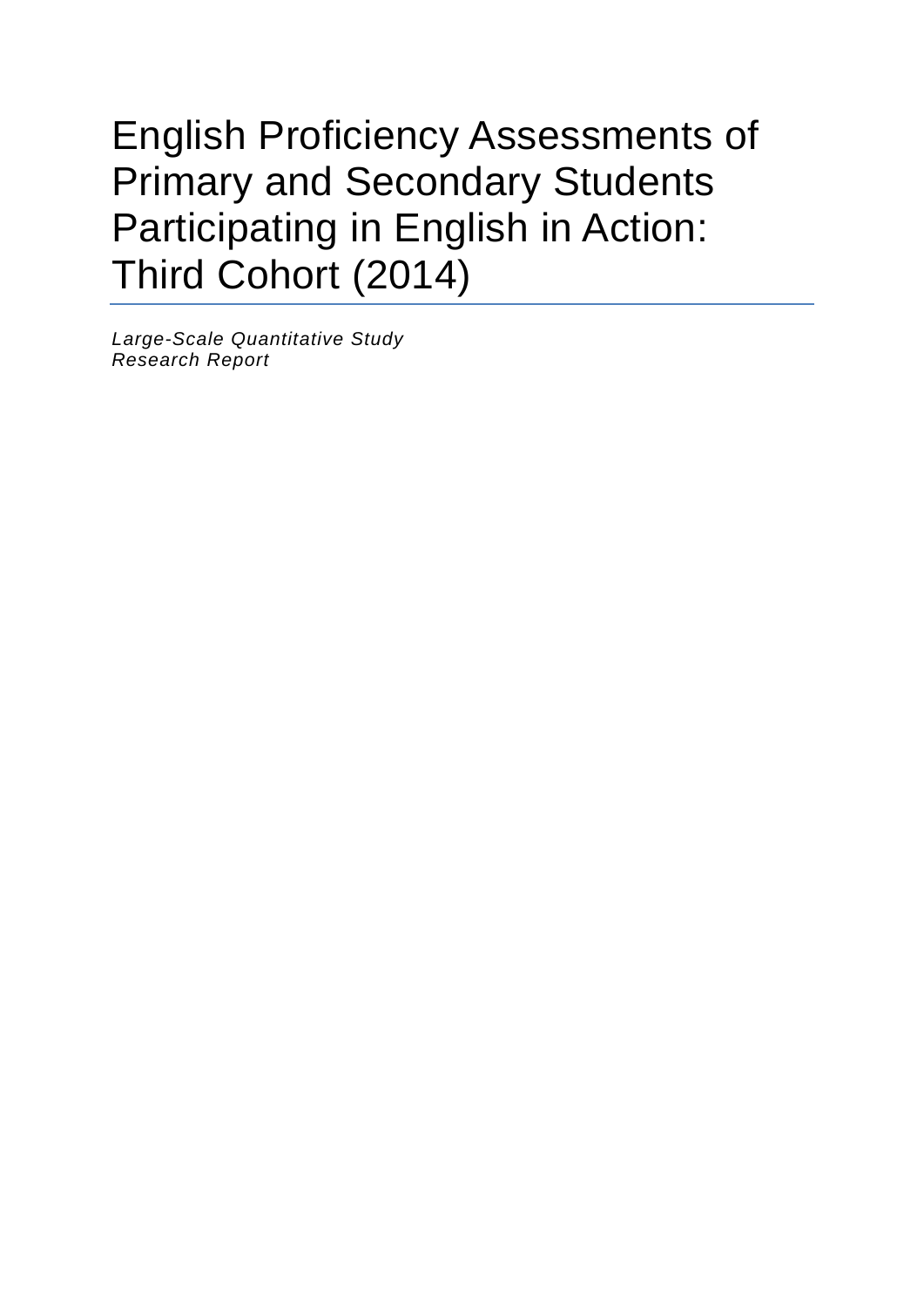# English Proficiency Assessments of Primary and Secondary Students Participating in English in Action: Third Cohort (2014)

---

*Large-Scale Quantitative Study*
*Research Report*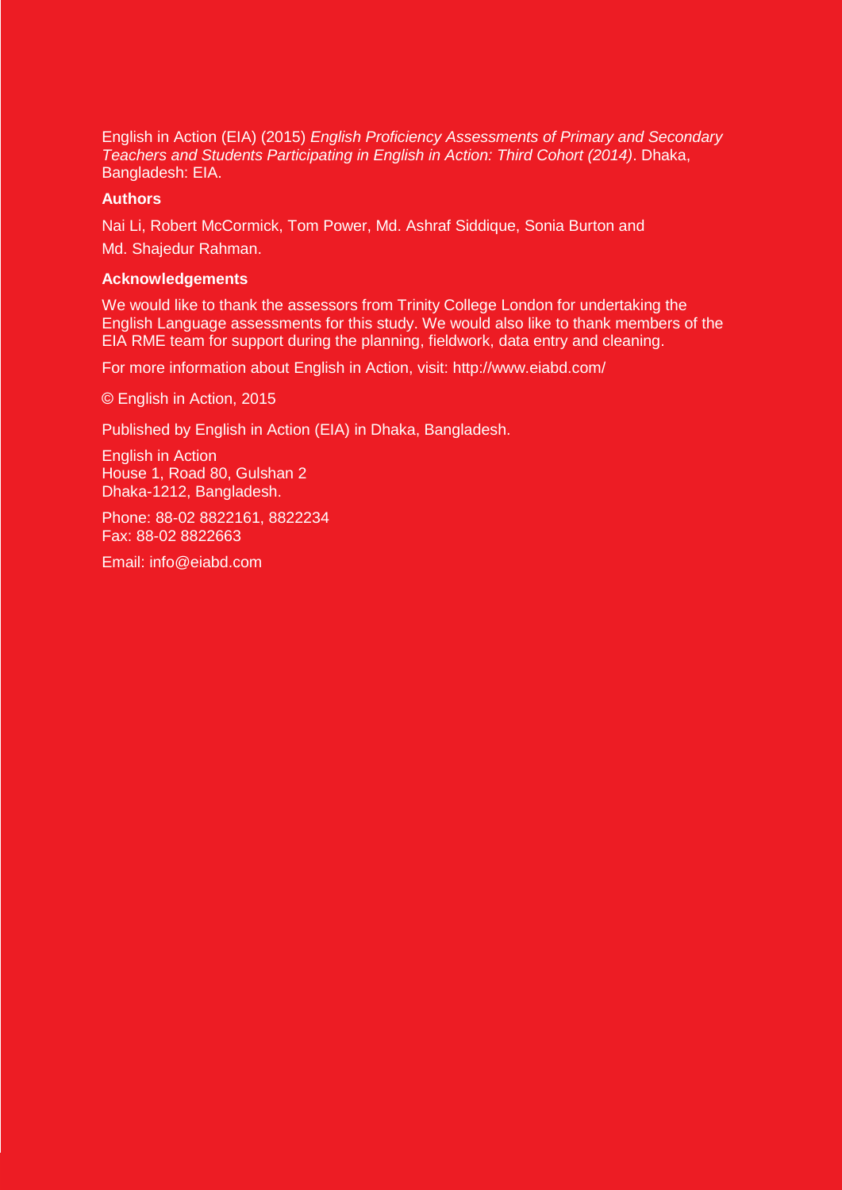English in Action (EIA) (2015) *English Proficiency Assessments of Primary and Secondary Teachers and Students Participating in English in Action: Third Cohort (2014)*. Dhaka, Bangladesh: EIA.

**Authors**

Nai Li, Robert McCormick, Tom Power, Md. Ashraf Siddique, Sonia Burton and Md. Shajedur Rahman.

**Acknowledgements**

We would like to thank the assessors from Trinity College London for undertaking the English Language assessments for this study. We would also like to thank members of the EIA RME team for support during the planning, fieldwork, data entry and cleaning.

For more information about English in Action, visit: http://www.eiabd.com/

© English in Action, 2015

Published by English in Action (EIA) in Dhaka, Bangladesh.

English in Action
House 1, Road 80, Gulshan 2
Dhaka-1212, Bangladesh.

Phone: 88-02 8822161, 8822234
Fax: 88-02 8822663

Email: info@eiabd.com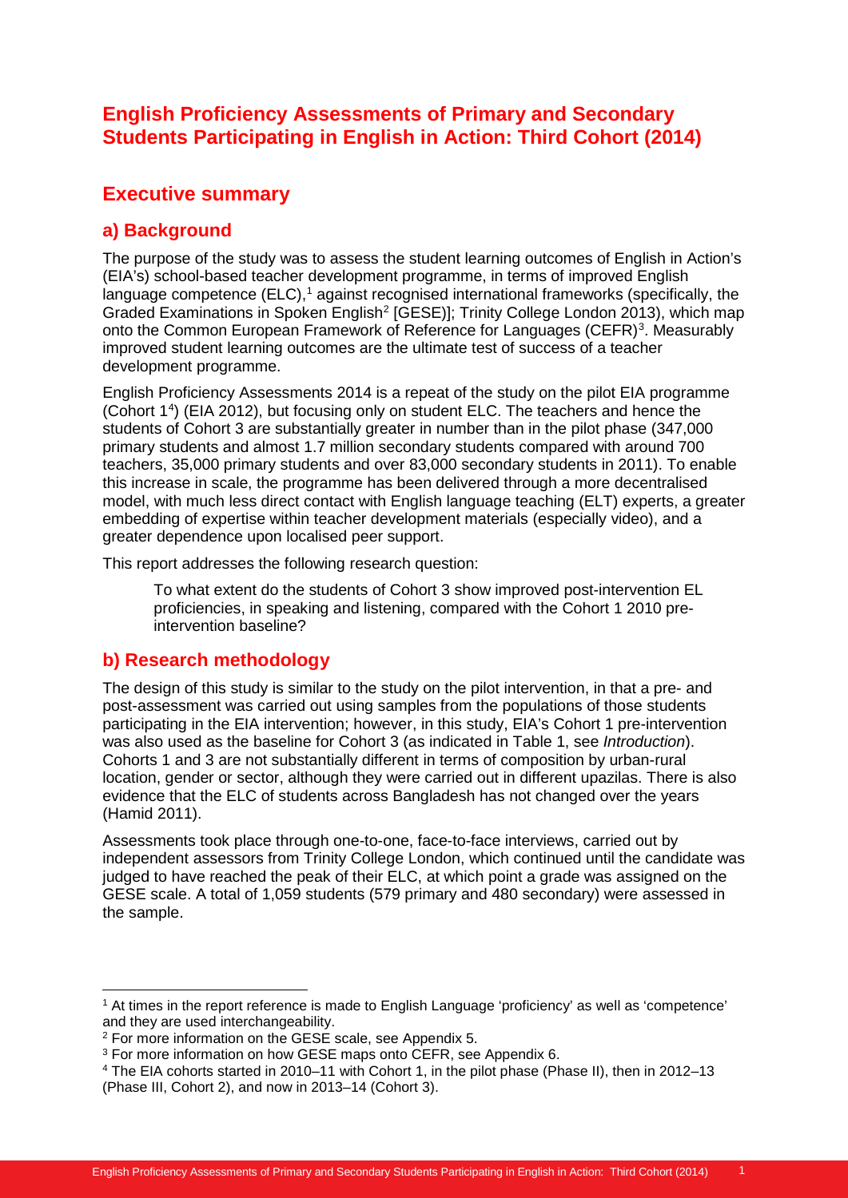# English Proficiency Assessments of Primary and Secondary Students Participating in English in Action: Third Cohort (2014)

## Executive summary

### a) Background

The purpose of the study was to assess the student learning outcomes of English in Action's (EIA's) school-based teacher development programme, in terms of improved English language competence (ELC),[1] against recognised international frameworks (specifically, the Graded Examinations in Spoken English[2] [GESE)]; Trinity College London 2013), which map onto the Common European Framework of Reference for Languages (CEFR)[3]. Measurably improved student learning outcomes are the ultimate test of success of a teacher development programme.

English Proficiency Assessments 2014 is a repeat of the study on the pilot EIA programme (Cohort 1[4]) (EIA 2012), but focusing only on student ELC. The teachers and hence the students of Cohort 3 are substantially greater in number than in the pilot phase (347,000 primary students and almost 1.7 million secondary students compared with around 700 teachers, 35,000 primary students and over 83,000 secondary students in 2011). To enable this increase in scale, the programme has been delivered through a more decentralised model, with much less direct contact with English language teaching (ELT) experts, a greater embedding of expertise within teacher development materials (especially video), and a greater dependence upon localised peer support.

This report addresses the following research question:

> To what extent do the students of Cohort 3 show improved post-intervention EL proficiencies, in speaking and listening, compared with the Cohort 1 2010 pre-intervention baseline?

### b) Research methodology

The design of this study is similar to the study on the pilot intervention, in that a pre- and post-assessment was carried out using samples from the populations of those students participating in the EIA intervention; however, in this study, EIA's Cohort 1 pre-intervention was also used as the baseline for Cohort 3 (as indicated in Table 1, see *Introduction*). Cohorts 1 and 3 are not substantially different in terms of composition by urban-rural location, gender or sector, although they were carried out in different upazilas. There is also evidence that the ELC of students across Bangladesh has not changed over the years (Hamid 2011).

Assessments took place through one-to-one, face-to-face interviews, carried out by independent assessors from Trinity College London, which continued until the candidate was judged to have reached the peak of their ELC, at which point a grade was assigned on the GESE scale. A total of 1,059 students (579 primary and 480 secondary) were assessed in the sample.

---

[1] At times in the report reference is made to English Language 'proficiency' as well as 'competence' and they are used interchangeability.

[2] For more information on the GESE scale, see Appendix 5.

[3] For more information on how GESE maps onto CEFR, see Appendix 6.

[4] The EIA cohorts started in 2010–11 with Cohort 1, in the pilot phase (Phase II), then in 2012–13 (Phase III, Cohort 2), and now in 2013–14 (Cohort 3).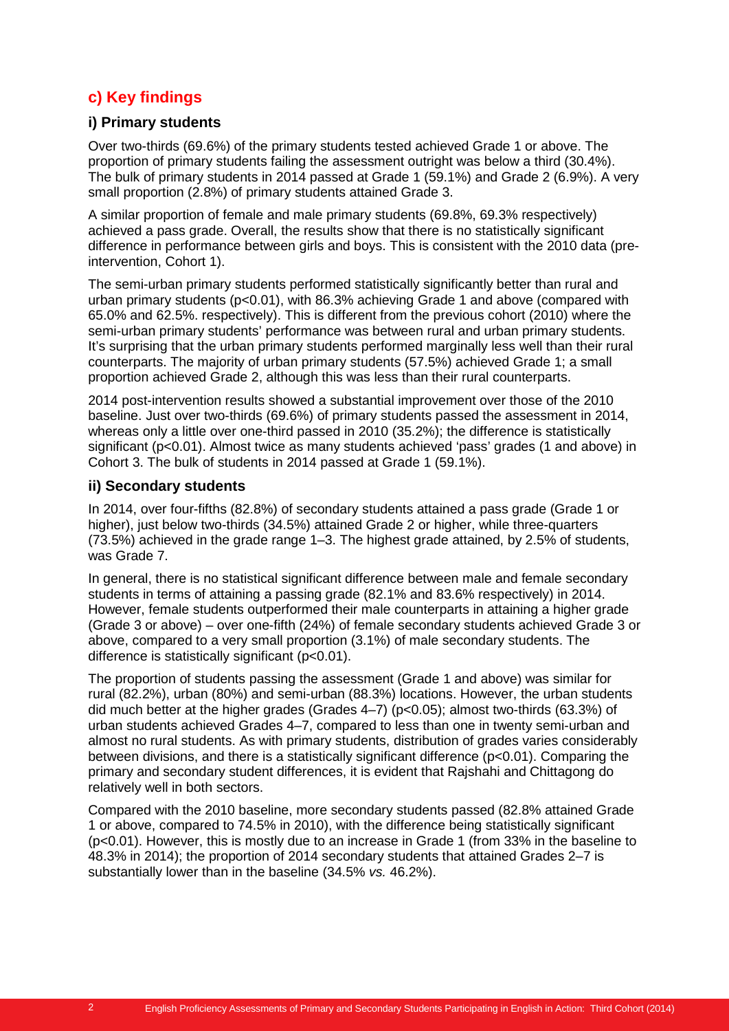## c) Key findings

### i) Primary students

Over two-thirds (69.6%) of the primary students tested achieved Grade 1 or above. The proportion of primary students failing the assessment outright was below a third (30.4%). The bulk of primary students in 2014 passed at Grade 1 (59.1%) and Grade 2 (6.9%). A very small proportion (2.8%) of primary students attained Grade 3.

A similar proportion of female and male primary students (69.8%, 69.3% respectively) achieved a pass grade. Overall, the results show that there is no statistically significant difference in performance between girls and boys. This is consistent with the 2010 data (pre-intervention, Cohort 1).

The semi-urban primary students performed statistically significantly better than rural and urban primary students ($p<0.01$), with 86.3% achieving Grade 1 and above (compared with 65.0% and 62.5%. respectively). This is different from the previous cohort (2010) where the semi-urban primary students' performance was between rural and urban primary students. It's surprising that the urban primary students performed marginally less well than their rural counterparts. The majority of urban primary students (57.5%) achieved Grade 1; a small proportion achieved Grade 2, although this was less than their rural counterparts.

2014 post-intervention results showed a substantial improvement over those of the 2010 baseline. Just over two-thirds (69.6%) of primary students passed the assessment in 2014, whereas only a little over one-third passed in 2010 (35.2%); the difference is statistically significant ($p<0.01$). Almost twice as many students achieved 'pass' grades (1 and above) in Cohort 3. The bulk of students in 2014 passed at Grade 1 (59.1%).

### ii) Secondary students

In 2014, over four-fifths (82.8%) of secondary students attained a pass grade (Grade 1 or higher), just below two-thirds (34.5%) attained Grade 2 or higher, while three-quarters (73.5%) achieved in the grade range 1–3. The highest grade attained, by 2.5% of students, was Grade 7.

In general, there is no statistical significant difference between male and female secondary students in terms of attaining a passing grade (82.1% and 83.6% respectively) in 2014. However, female students outperformed their male counterparts in attaining a higher grade (Grade 3 or above) – over one-fifth (24%) of female secondary students achieved Grade 3 or above, compared to a very small proportion (3.1%) of male secondary students. The difference is statistically significant ($p<0.01$).

The proportion of students passing the assessment (Grade 1 and above) was similar for rural (82.2%), urban (80%) and semi-urban (88.3%) locations. However, the urban students did much better at the higher grades (Grades 4–7) ($p<0.05$); almost two-thirds (63.3%) of urban students achieved Grades 4–7, compared to less than one in twenty semi-urban and almost no rural students. As with primary students, distribution of grades varies considerably between divisions, and there is a statistically significant difference ($p<0.01$). Comparing the primary and secondary student differences, it is evident that Rajshahi and Chittagong do relatively well in both sectors.

Compared with the 2010 baseline, more secondary students passed (82.8% attained Grade 1 or above, compared to 74.5% in 2010), with the difference being statistically significant ($p<0.01$). However, this is mostly due to an increase in Grade 1 (from 33% in the baseline to 48.3% in 2014); the proportion of 2014 secondary students that attained Grades 2–7 is substantially lower than in the baseline (34.5% *vs.* 46.2%).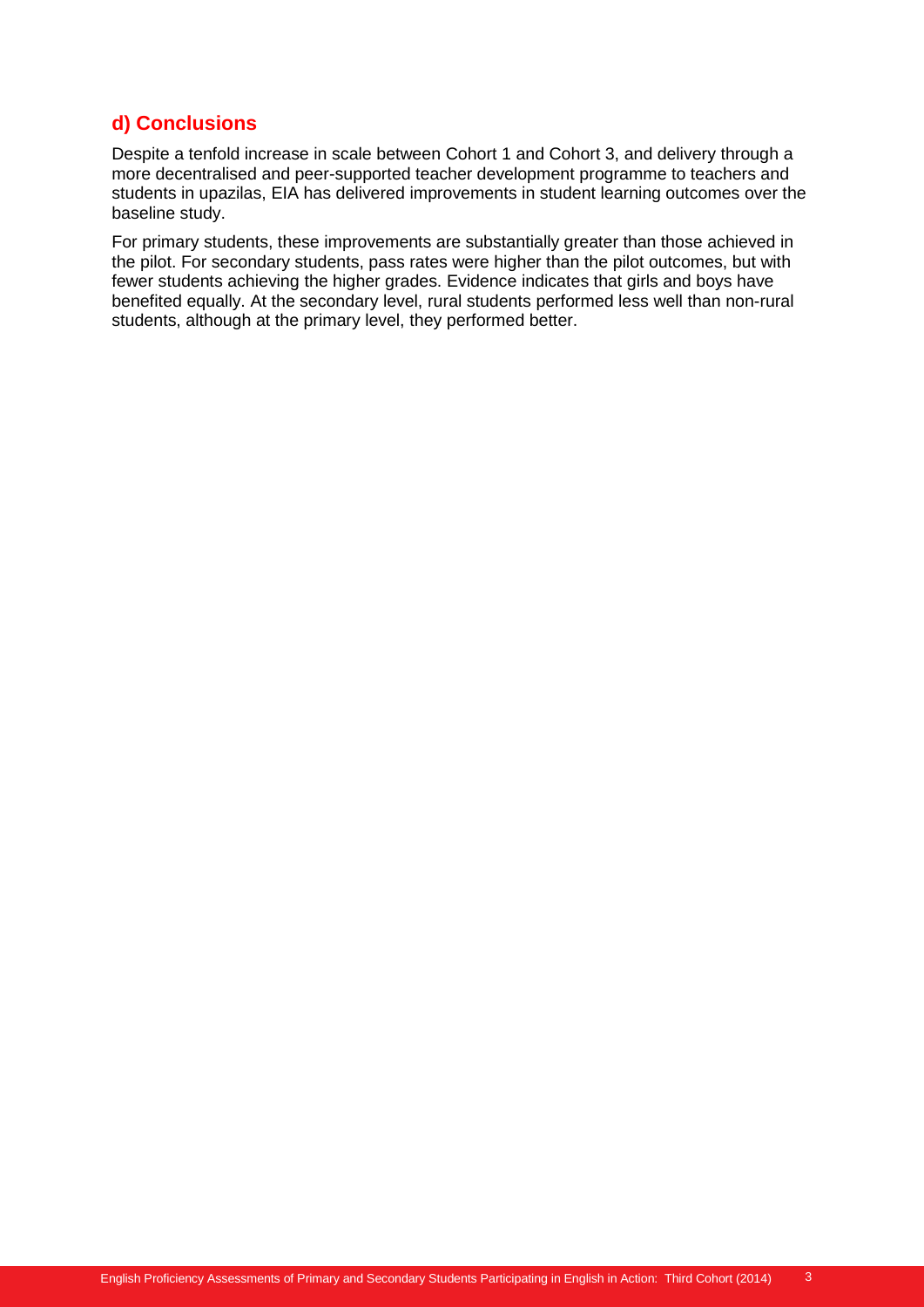## d) Conclusions

Despite a tenfold increase in scale between Cohort 1 and Cohort 3, and delivery through a more decentralised and peer-supported teacher development programme to teachers and students in upazilas, EIA has delivered improvements in student learning outcomes over the baseline study.

For primary students, these improvements are substantially greater than those achieved in the pilot. For secondary students, pass rates were higher than the pilot outcomes, but with fewer students achieving the higher grades. Evidence indicates that girls and boys have benefited equally. At the secondary level, rural students performed less well than non-rural students, although at the primary level, they performed better.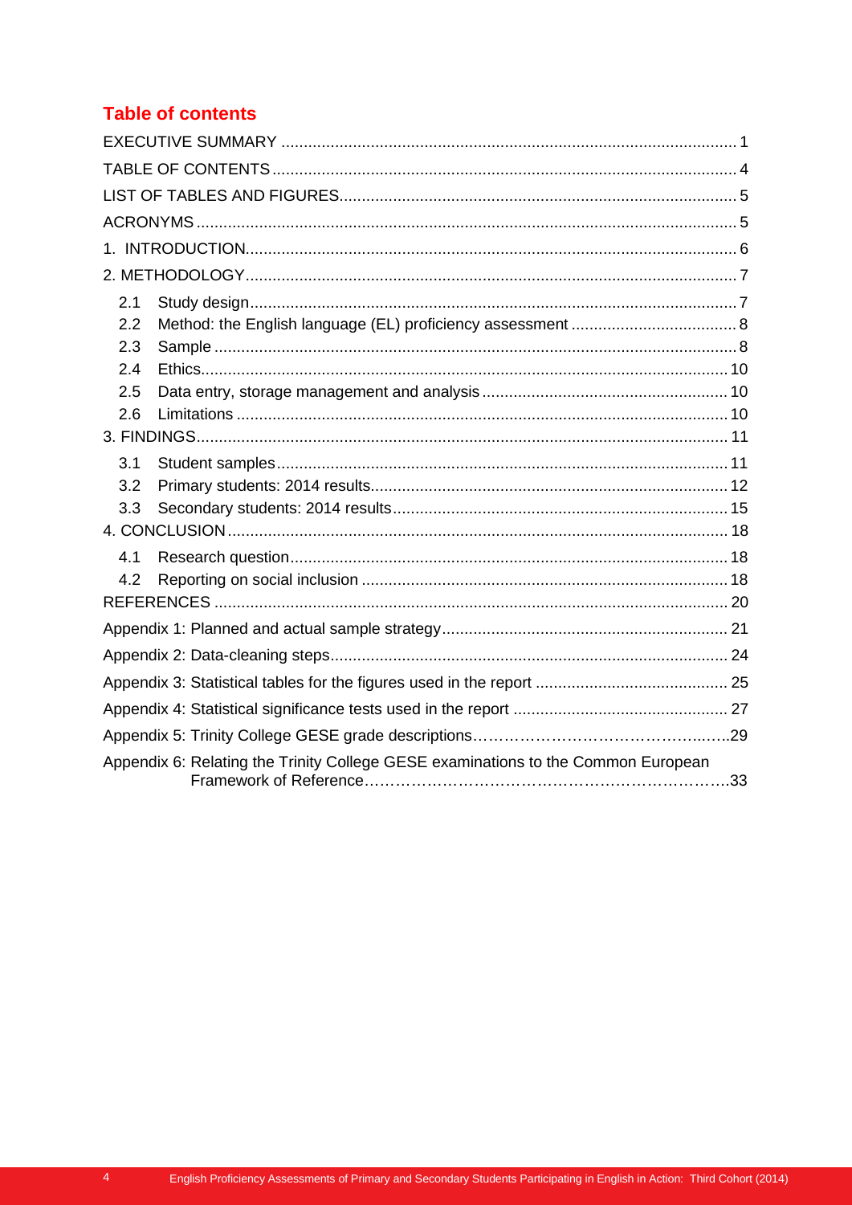## Table of contents

| | |
|---|---|
| EXECUTIVE SUMMARY | 1 |
| TABLE OF CONTENTS | 4 |
| LIST OF TABLES AND FIGURES | 5 |
| ACRONYMS | 5 |
| 1. INTRODUCTION | 6 |
| 2. METHODOLOGY | 7 |
| 2.1 Study design | 7 |
| 2.2 Method: the English language (EL) proficiency assessment | 8 |
| 2.3 Sample | 8 |
| 2.4 Ethics | 10 |
| 2.5 Data entry, storage management and analysis | 10 |
| 2.6 Limitations | 10 |
| 3. FINDINGS | 11 |
| 3.1 Student samples | 11 |
| 3.2 Primary students: 2014 results | 12 |
| 3.3 Secondary students: 2014 results | 15 |
| 4. CONCLUSION | 18 |
| 4.1 Research question | 18 |
| 4.2 Reporting on social inclusion | 18 |
| REFERENCES | 20 |
| Appendix 1: Planned and actual sample strategy | 21 |
| Appendix 2: Data-cleaning steps | 24 |
| Appendix 3: Statistical tables for the figures used in the report | 25 |
| Appendix 4: Statistical significance tests used in the report | 27 |
| Appendix 5: Trinity College GESE grade descriptions | 29 |
| Appendix 6: Relating the Trinity College GESE examinations to the Common European Framework of Reference | 33 |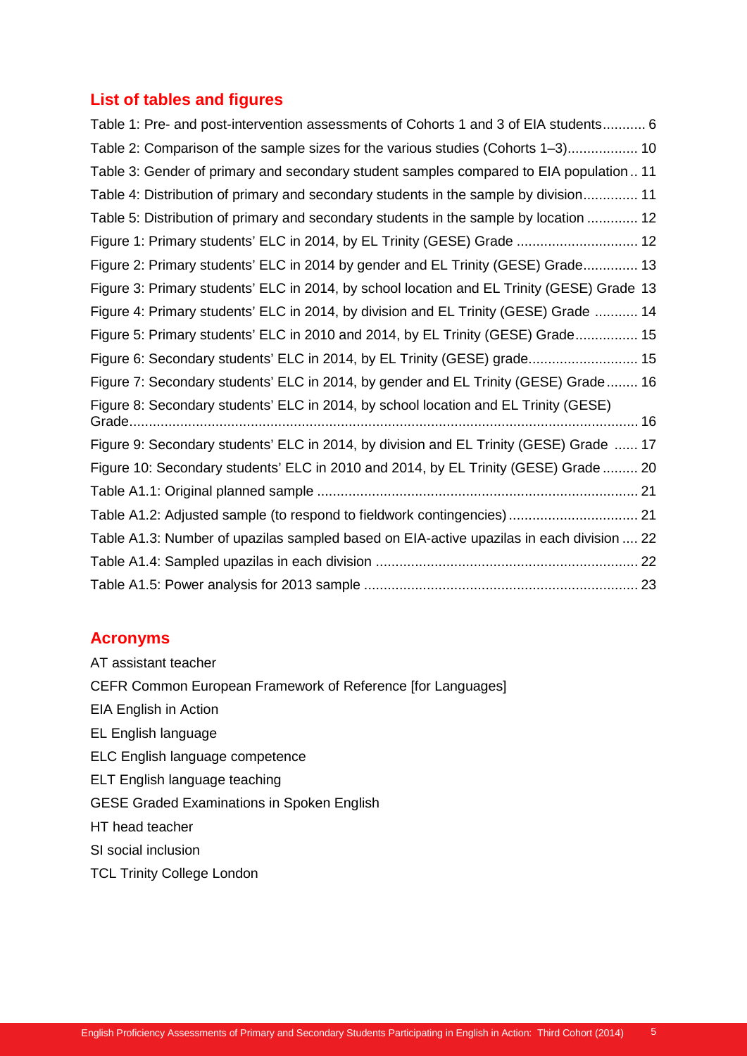## List of tables and figures

Table 1: Pre- and post-intervention assessments of Cohorts 1 and 3 of EIA students........... 6

Table 2: Comparison of the sample sizes for the various studies (Cohorts 1–3).................. 10

Table 3: Gender of primary and secondary student samples compared to EIA population .. 11

Table 4: Distribution of primary and secondary students in the sample by division.............. 11

Table 5: Distribution of primary and secondary students in the sample by location ............. 12

Figure 1: Primary students' ELC in 2014, by EL Trinity (GESE) Grade ............................... 12

Figure 2: Primary students' ELC in 2014 by gender and EL Trinity (GESE) Grade.............. 13

Figure 3: Primary students' ELC in 2014, by school location and EL Trinity (GESE) Grade 13

Figure 4: Primary students' ELC in 2014, by division and EL Trinity (GESE) Grade ........... 14

Figure 5: Primary students' ELC in 2010 and 2014, by EL Trinity (GESE) Grade................ 15

Figure 6: Secondary students' ELC in 2014, by EL Trinity (GESE) grade............................ 15

Figure 7: Secondary students' ELC in 2014, by gender and EL Trinity (GESE) Grade........ 16

Figure 8: Secondary students' ELC in 2014, by school location and EL Trinity (GESE) Grade.................................................................................................................................. 16

Figure 9: Secondary students' ELC in 2014, by division and EL Trinity (GESE) Grade ...... 17

Figure 10: Secondary students' ELC in 2010 and 2014, by EL Trinity (GESE) Grade ......... 20

Table A1.1: Original planned sample .................................................................................. 21

Table A1.2: Adjusted sample (to respond to fieldwork contingencies) ................................. 21

Table A1.3: Number of upazilas sampled based on EIA-active upazilas in each division .... 22

Table A1.4: Sampled upazilas in each division ................................................................... 22

Table A1.5: Power analysis for 2013 sample ...................................................................... 23

## Acronyms

AT assistant teacher

CEFR Common European Framework of Reference [for Languages]

EIA English in Action

EL English language

ELC English language competence

ELT English language teaching

GESE Graded Examinations in Spoken English

HT head teacher

SI social inclusion

TCL Trinity College London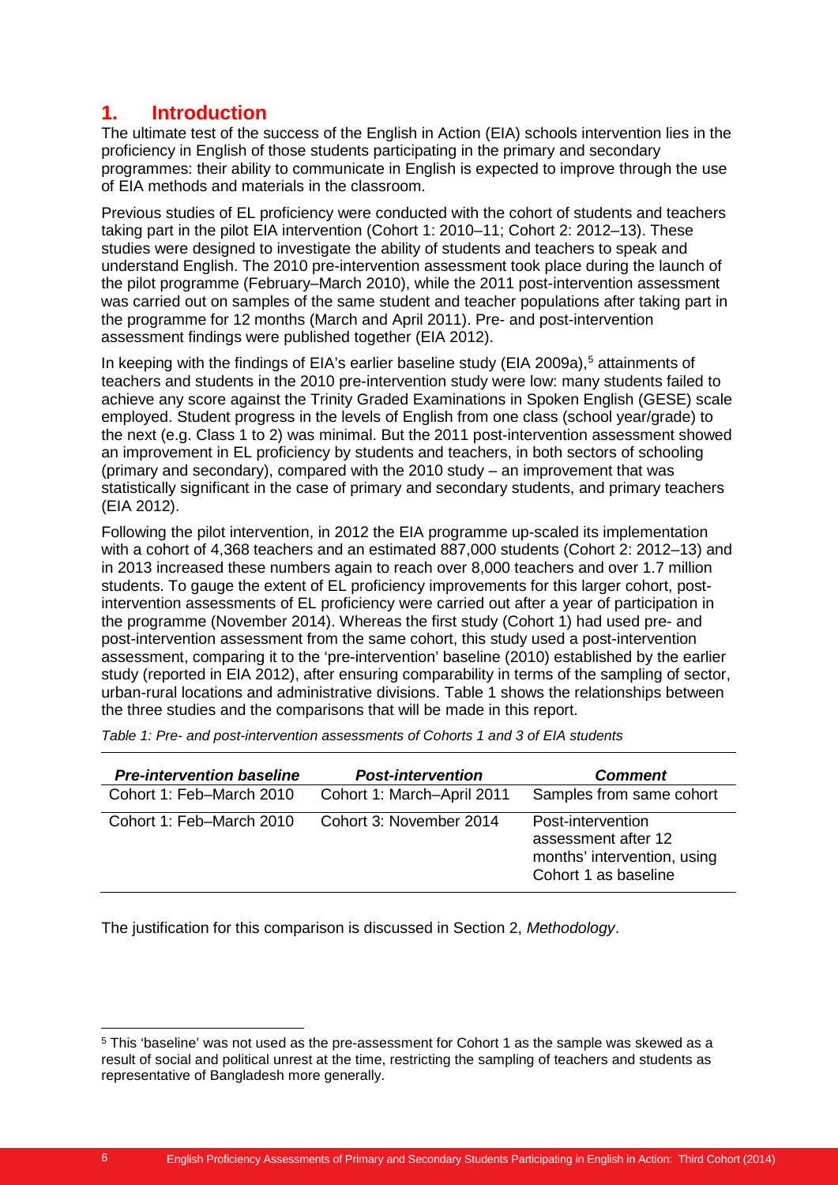# 1. Introduction

The ultimate test of the success of the English in Action (EIA) schools intervention lies in the proficiency in English of those students participating in the primary and secondary programmes: their ability to communicate in English is expected to improve through the use of EIA methods and materials in the classroom.

Previous studies of EL proficiency were conducted with the cohort of students and teachers taking part in the pilot EIA intervention (Cohort 1: 2010–11; Cohort 2: 2012–13). These studies were designed to investigate the ability of students and teachers to speak and understand English. The 2010 pre-intervention assessment took place during the launch of the pilot programme (February–March 2010), while the 2011 post-intervention assessment was carried out on samples of the same student and teacher populations after taking part in the programme for 12 months (March and April 2011). Pre- and post-intervention assessment findings were published together (EIA 2012).

In keeping with the findings of EIA's earlier baseline study (EIA 2009a),[5] attainments of teachers and students in the 2010 pre-intervention study were low: many students failed to achieve any score against the Trinity Graded Examinations in Spoken English (GESE) scale employed. Student progress in the levels of English from one class (school year/grade) to the next (e.g. Class 1 to 2) was minimal. But the 2011 post-intervention assessment showed an improvement in EL proficiency by students and teachers, in both sectors of schooling (primary and secondary), compared with the 2010 study – an improvement that was statistically significant in the case of primary and secondary students, and primary teachers (EIA 2012).

Following the pilot intervention, in 2012 the EIA programme up-scaled its implementation with a cohort of 4,368 teachers and an estimated 887,000 students (Cohort 2: 2012–13) and in 2013 increased these numbers again to reach over 8,000 teachers and over 1.7 million students. To gauge the extent of EL proficiency improvements for this larger cohort, post-intervention assessments of EL proficiency were carried out after a year of participation in the programme (November 2014). Whereas the first study (Cohort 1) had used pre- and post-intervention assessment from the same cohort, this study used a post-intervention assessment, comparing it to the 'pre-intervention' baseline (2010) established by the earlier study (reported in EIA 2012), after ensuring comparability in terms of the sampling of sector, urban-rural locations and administrative divisions. Table 1 shows the relationships between the three studies and the comparisons that will be made in this report.

*Table 1: Pre- and post-intervention assessments of Cohorts 1 and 3 of EIA students*

| ***Pre-intervention baseline*** | ***Post-intervention*** | ***Comment*** |
|---|---|---|
| Cohort 1: Feb–March 2010 | Cohort 1: March–April 2011 | Samples from same cohort |
| Cohort 1: Feb–March 2010 | Cohort 3: November 2014 | Post-intervention assessment after 12 months' intervention, using Cohort 1 as baseline |

The justification for this comparison is discussed in Section 2, *Methodology*.

[5] This 'baseline' was not used as the pre-assessment for Cohort 1 as the sample was skewed as a result of social and political unrest at the time, restricting the sampling of teachers and students as representative of Bangladesh more generally.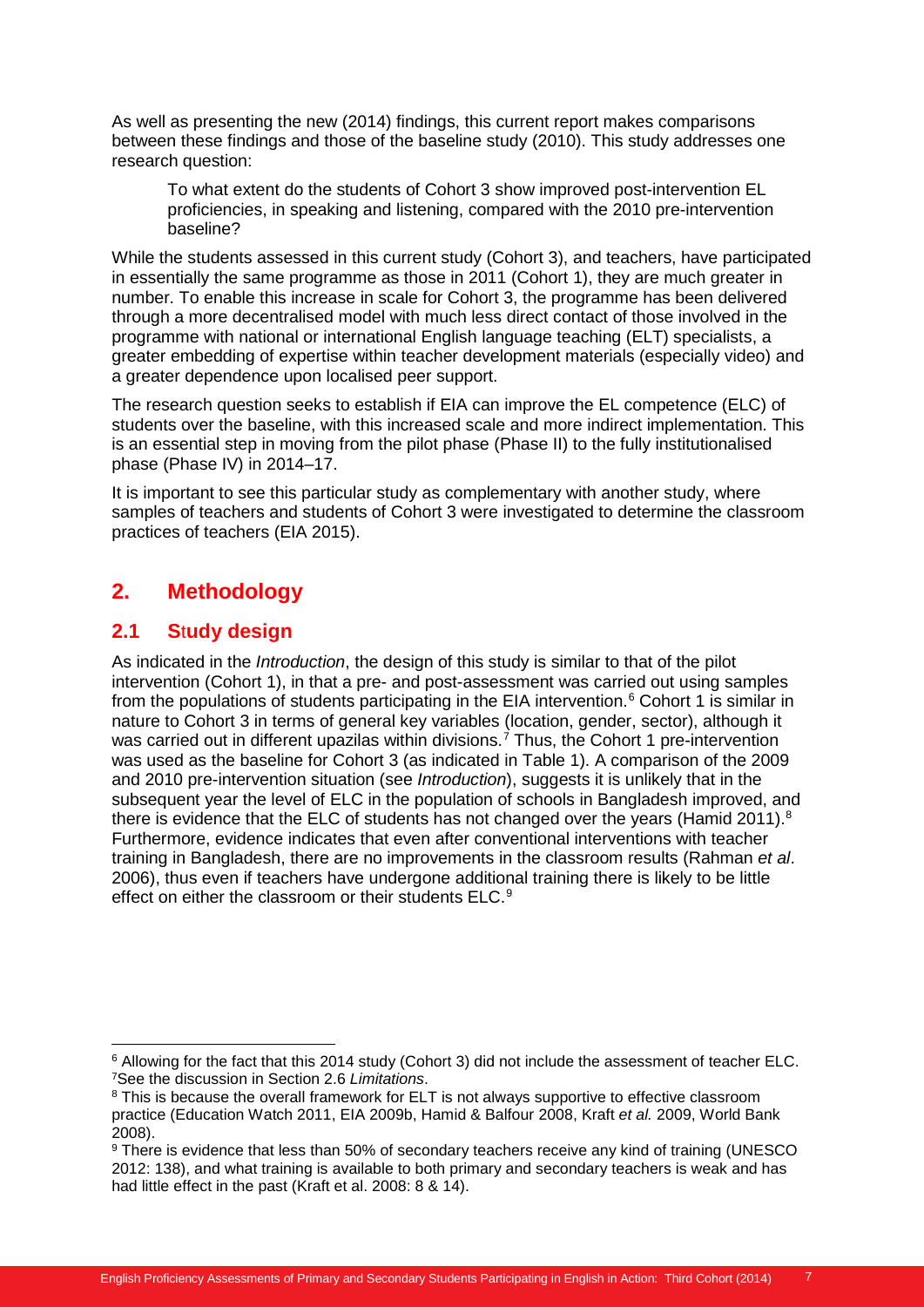As well as presenting the new (2014) findings, this current report makes comparisons between these findings and those of the baseline study (2010). This study addresses one research question:

> To what extent do the students of Cohort 3 show improved post-intervention EL proficiencies, in speaking and listening, compared with the 2010 pre-intervention baseline?

While the students assessed in this current study (Cohort 3), and teachers, have participated in essentially the same programme as those in 2011 (Cohort 1), they are much greater in number. To enable this increase in scale for Cohort 3, the programme has been delivered through a more decentralised model with much less direct contact of those involved in the programme with national or international English language teaching (ELT) specialists, a greater embedding of expertise within teacher development materials (especially video) and a greater dependence upon localised peer support.

The research question seeks to establish if EIA can improve the EL competence (ELC) of students over the baseline, with this increased scale and more indirect implementation. This is an essential step in moving from the pilot phase (Phase II) to the fully institutionalised phase (Phase IV) in 2014–17.

It is important to see this particular study as complementary with another study, where samples of teachers and students of Cohort 3 were investigated to determine the classroom practices of teachers (EIA 2015).

# 2. Methodology

## 2.1 Study design

As indicated in the *Introduction*, the design of this study is similar to that of the pilot intervention (Cohort 1), in that a pre- and post-assessment was carried out using samples from the populations of students participating in the EIA intervention.[6] Cohort 1 is similar in nature to Cohort 3 in terms of general key variables (location, gender, sector), although it was carried out in different upazilas within divisions.[7] Thus, the Cohort 1 pre-intervention was used as the baseline for Cohort 3 (as indicated in Table 1). A comparison of the 2009 and 2010 pre-intervention situation (see *Introduction*), suggests it is unlikely that in the subsequent year the level of ELC in the population of schools in Bangladesh improved, and there is evidence that the ELC of students has not changed over the years (Hamid 2011).[8] Furthermore, evidence indicates that even after conventional interventions with teacher training in Bangladesh, there are no improvements in the classroom results (Rahman *et al*. 2006), thus even if teachers have undergone additional training there is likely to be little effect on either the classroom or their students ELC.[9]

---

[6] Allowing for the fact that this 2014 study (Cohort 3) did not include the assessment of teacher ELC.

[7] See the discussion in Section 2.6 *Limitations*.

[8] This is because the overall framework for ELT is not always supportive to effective classroom practice (Education Watch 2011, EIA 2009b, Hamid & Balfour 2008, Kraft *et al.* 2009, World Bank 2008).

[9] There is evidence that less than 50% of secondary teachers receive any kind of training (UNESCO 2012: 138), and what training is available to both primary and secondary teachers is weak and has had little effect in the past (Kraft et al. 2008: 8 & 14).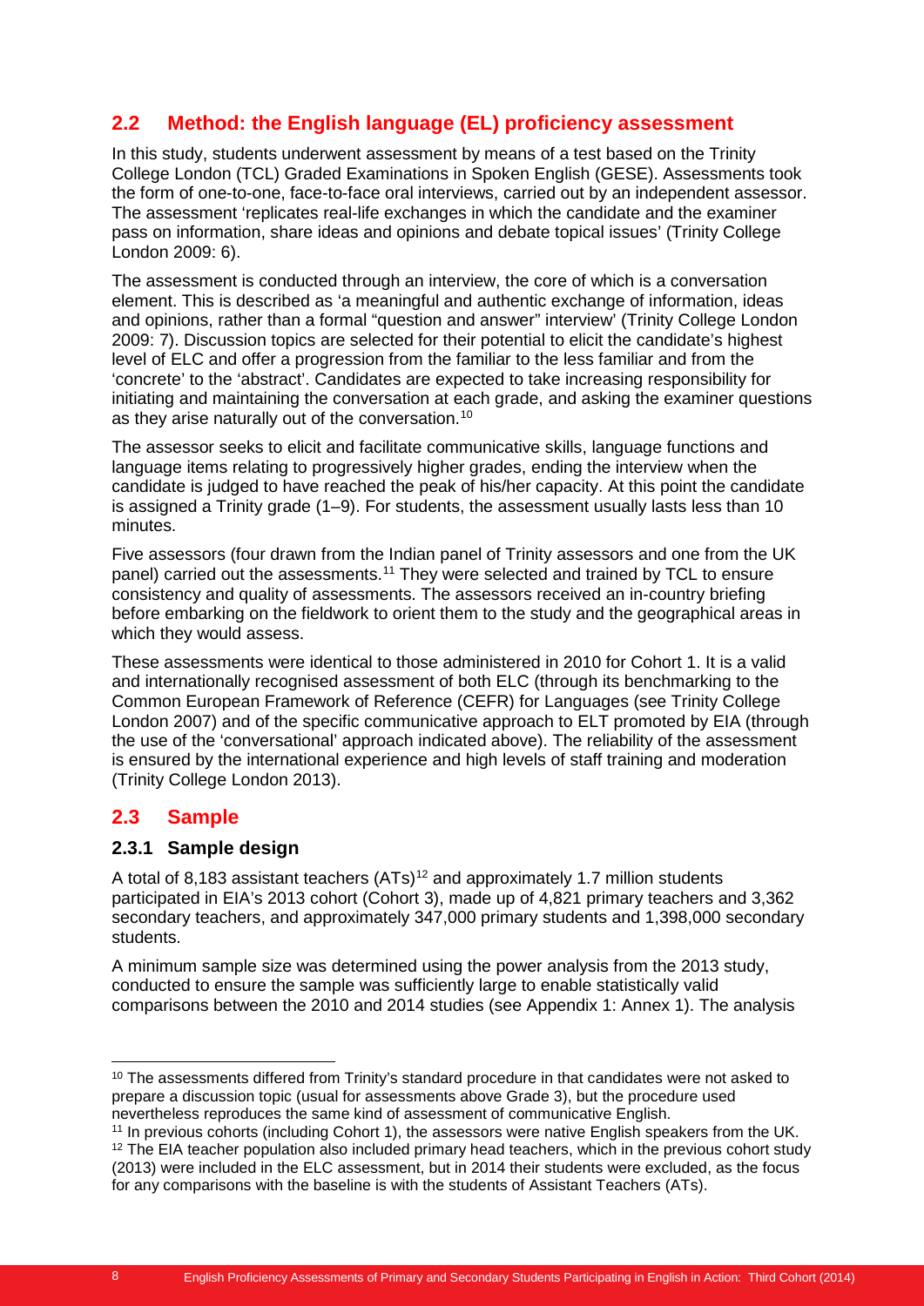## 2.2 Method: the English language (EL) proficiency assessment

In this study, students underwent assessment by means of a test based on the Trinity College London (TCL) Graded Examinations in Spoken English (GESE). Assessments took the form of one-to-one, face-to-face oral interviews, carried out by an independent assessor. The assessment 'replicates real-life exchanges in which the candidate and the examiner pass on information, share ideas and opinions and debate topical issues' (Trinity College London 2009: 6).

The assessment is conducted through an interview, the core of which is a conversation element. This is described as 'a meaningful and authentic exchange of information, ideas and opinions, rather than a formal "question and answer" interview' (Trinity College London 2009: 7). Discussion topics are selected for their potential to elicit the candidate's highest level of ELC and offer a progression from the familiar to the less familiar and from the 'concrete' to the 'abstract'. Candidates are expected to take increasing responsibility for initiating and maintaining the conversation at each grade, and asking the examiner questions as they arise naturally out of the conversation.[10]

The assessor seeks to elicit and facilitate communicative skills, language functions and language items relating to progressively higher grades, ending the interview when the candidate is judged to have reached the peak of his/her capacity. At this point the candidate is assigned a Trinity grade (1–9). For students, the assessment usually lasts less than 10 minutes.

Five assessors (four drawn from the Indian panel of Trinity assessors and one from the UK panel) carried out the assessments.[11] They were selected and trained by TCL to ensure consistency and quality of assessments. The assessors received an in-country briefing before embarking on the fieldwork to orient them to the study and the geographical areas in which they would assess.

These assessments were identical to those administered in 2010 for Cohort 1. It is a valid and internationally recognised assessment of both ELC (through its benchmarking to the Common European Framework of Reference (CEFR) for Languages (see Trinity College London 2007) and of the specific communicative approach to ELT promoted by EIA (through the use of the 'conversational' approach indicated above). The reliability of the assessment is ensured by the international experience and high levels of staff training and moderation (Trinity College London 2013).

## 2.3 Sample

### 2.3.1 Sample design

A total of 8,183 assistant teachers (ATs)[12] and approximately 1.7 million students participated in EIA's 2013 cohort (Cohort 3), made up of 4,821 primary teachers and 3,362 secondary teachers, and approximately 347,000 primary students and 1,398,000 secondary students.

A minimum sample size was determined using the power analysis from the 2013 study, conducted to ensure the sample was sufficiently large to enable statistically valid comparisons between the 2010 and 2014 studies (see Appendix 1: Annex 1). The analysis

---

[10] The assessments differed from Trinity's standard procedure in that candidates were not asked to prepare a discussion topic (usual for assessments above Grade 3), but the procedure used nevertheless reproduces the same kind of assessment of communicative English.

[11] In previous cohorts (including Cohort 1), the assessors were native English speakers from the UK.

[12] The EIA teacher population also included primary head teachers, which in the previous cohort study (2013) were included in the ELC assessment, but in 2014 their students were excluded, as the focus for any comparisons with the baseline is with the students of Assistant Teachers (ATs).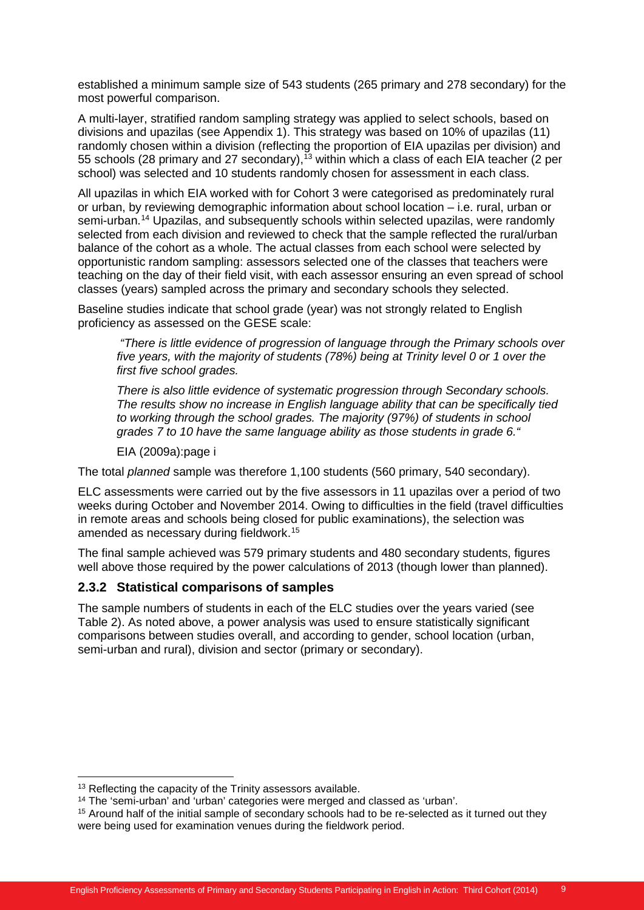established a minimum sample size of 543 students (265 primary and 278 secondary) for the most powerful comparison.

A multi-layer, stratified random sampling strategy was applied to select schools, based on divisions and upazilas (see Appendix 1). This strategy was based on 10% of upazilas (11) randomly chosen within a division (reflecting the proportion of EIA upazilas per division) and 55 schools (28 primary and 27 secondary),[13] within which a class of each EIA teacher (2 per school) was selected and 10 students randomly chosen for assessment in each class.

All upazilas in which EIA worked with for Cohort 3 were categorised as predominately rural or urban, by reviewing demographic information about school location – i.e. rural, urban or semi-urban.[14] Upazilas, and subsequently schools within selected upazilas, were randomly selected from each division and reviewed to check that the sample reflected the rural/urban balance of the cohort as a whole. The actual classes from each school were selected by opportunistic random sampling: assessors selected one of the classes that teachers were teaching on the day of their field visit, with each assessor ensuring an even spread of school classes (years) sampled across the primary and secondary schools they selected.

Baseline studies indicate that school grade (year) was not strongly related to English proficiency as assessed on the GESE scale:

> *"There is little evidence of progression of language through the Primary schools over five years, with the majority of students (78%) being at Trinity level 0 or 1 over the first five school grades.*
>
> *There is also little evidence of systematic progression through Secondary schools. The results show no increase in English language ability that can be specifically tied to working through the school grades. The majority (97%) of students in school grades 7 to 10 have the same language ability as those students in grade 6."*
>
> EIA (2009a):page i

The total *planned* sample was therefore 1,100 students (560 primary, 540 secondary).

ELC assessments were carried out by the five assessors in 11 upazilas over a period of two weeks during October and November 2014. Owing to difficulties in the field (travel difficulties in remote areas and schools being closed for public examinations), the selection was amended as necessary during fieldwork.[15]

The final sample achieved was 579 primary students and 480 secondary students, figures well above those required by the power calculations of 2013 (though lower than planned).

### 2.3.2 Statistical comparisons of samples

The sample numbers of students in each of the ELC studies over the years varied (see Table 2). As noted above, a power analysis was used to ensure statistically significant comparisons between studies overall, and according to gender, school location (urban, semi-urban and rural), division and sector (primary or secondary).

---

[13] Reflecting the capacity of the Trinity assessors available.

[14] The 'semi-urban' and 'urban' categories were merged and classed as 'urban'.

[15] Around half of the initial sample of secondary schools had to be re-selected as it turned out they were being used for examination venues during the fieldwork period.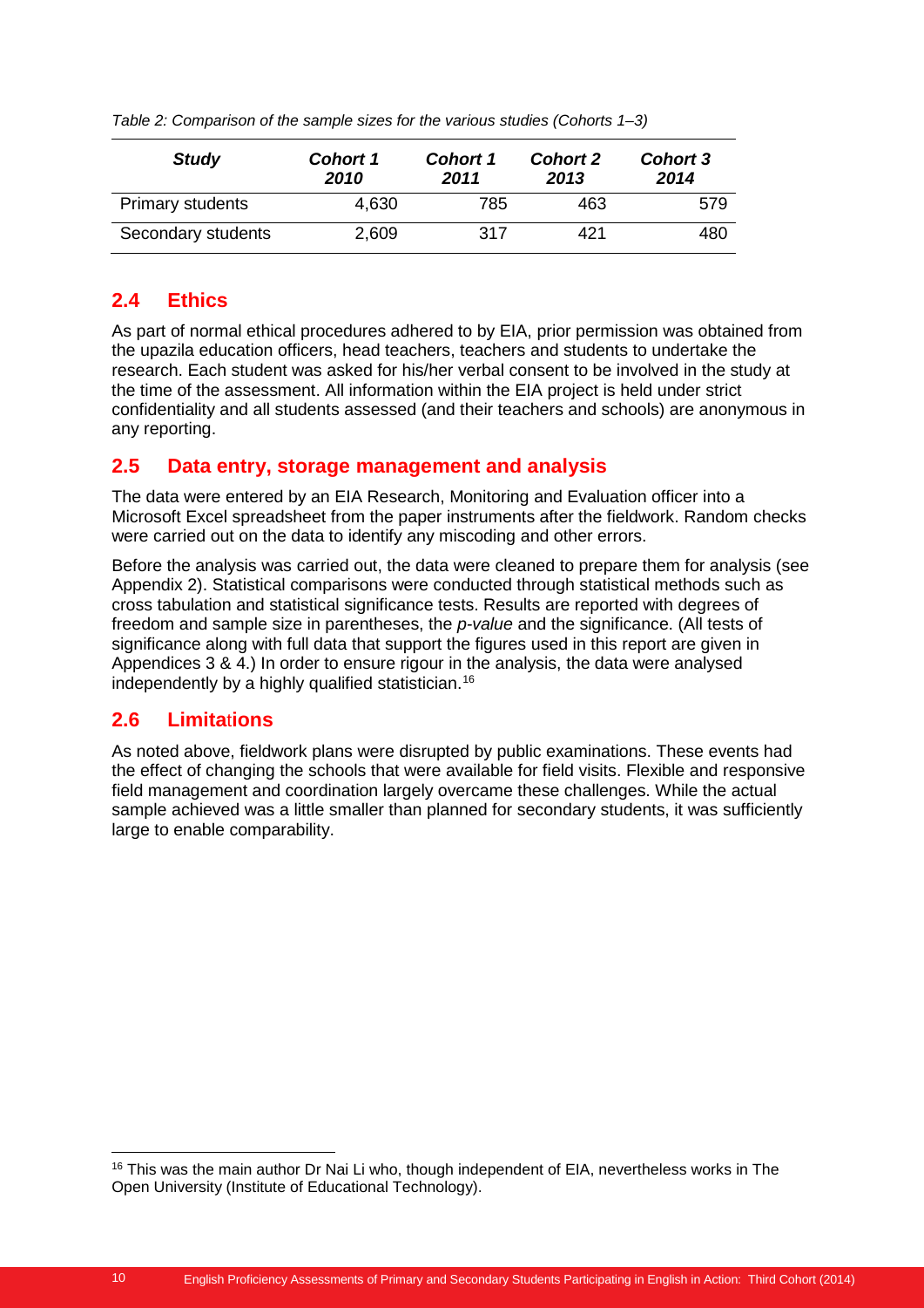*Table 2: Comparison of the sample sizes for the various studies (Cohorts 1–3)*

| *Study* | *Cohort 1 2010* | *Cohort 1 2011* | *Cohort 2 2013* | *Cohort 3 2014* |
|---|---|---|---|---|
| Primary students | 4,630 | 785 | 463 | 579 |
| Secondary students | 2,609 | 317 | 421 | 480 |

## 2.4 Ethics

As part of normal ethical procedures adhered to by EIA, prior permission was obtained from the upazila education officers, head teachers, teachers and students to undertake the research. Each student was asked for his/her verbal consent to be involved in the study at the time of the assessment. All information within the EIA project is held under strict confidentiality and all students assessed (and their teachers and schools) are anonymous in any reporting.

## 2.5 Data entry, storage management and analysis

The data were entered by an EIA Research, Monitoring and Evaluation officer into a Microsoft Excel spreadsheet from the paper instruments after the fieldwork. Random checks were carried out on the data to identify any miscoding and other errors.

Before the analysis was carried out, the data were cleaned to prepare them for analysis (see Appendix 2). Statistical comparisons were conducted through statistical methods such as cross tabulation and statistical significance tests. Results are reported with degrees of freedom and sample size in parentheses, the *p-value* and the significance. (All tests of significance along with full data that support the figures used in this report are given in Appendices 3 & 4.) In order to ensure rigour in the analysis, the data were analysed independently by a highly qualified statistician.[16]

## 2.6 Limitations

As noted above, fieldwork plans were disrupted by public examinations. These events had the effect of changing the schools that were available for field visits. Flexible and responsive field management and coordination largely overcame these challenges. While the actual sample achieved was a little smaller than planned for secondary students, it was sufficiently large to enable comparability.

[16] This was the main author Dr Nai Li who, though independent of EIA, nevertheless works in The Open University (Institute of Educational Technology).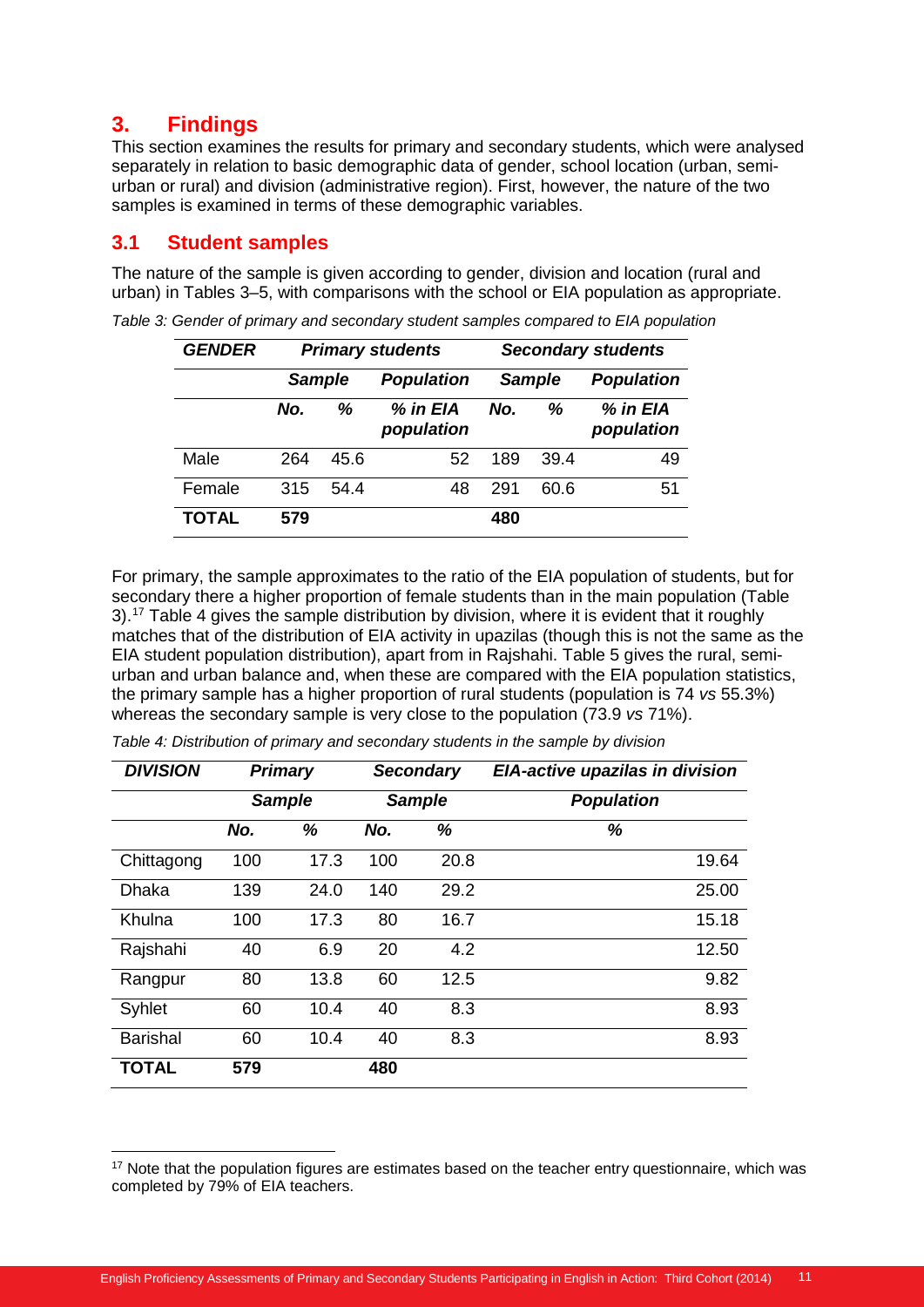## 3. Findings

This section examines the results for primary and secondary students, which were analysed separately in relation to basic demographic data of gender, school location (urban, semi-urban or rural) and division (administrative region). First, however, the nature of the two samples is examined in terms of these demographic variables.

### 3.1 Student samples

The nature of the sample is given according to gender, division and location (rural and urban) in Tables 3–5, with comparisons with the school or EIA population as appropriate.

*Table 3: Gender of primary and secondary student samples compared to EIA population*

| ***GENDER*** | ***Primary students*** | | | ***Secondary students*** | | |
|---|---|---|---|---|---|---|
| | ***Sample*** | | ***Population*** | ***Sample*** | | ***Population*** |
| | ***No.*** | ***%*** | ***% in EIA population*** | ***No.*** | ***%*** | ***% in EIA population*** |
| Male | 264 | 45.6 | 52 | 189 | 39.4 | 49 |
| Female | 315 | 54.4 | 48 | 291 | 60.6 | 51 |
| **TOTAL** | **579** | | | **480** | | |

For primary, the sample approximates to the ratio of the EIA population of students, but for secondary there a higher proportion of female students than in the main population (Table 3).[17] Table 4 gives the sample distribution by division, where it is evident that it roughly matches that of the distribution of EIA activity in upazilas (though this is not the same as the EIA student population distribution), apart from in Rajshahi. Table 5 gives the rural, semi-urban and urban balance and, when these are compared with the EIA population statistics, the primary sample has a higher proportion of rural students (population is 74 *vs* 55.3%) whereas the secondary sample is very close to the population (73.9 *vs* 71%).

*Table 4: Distribution of primary and secondary students in the sample by division*

| ***DIVISION*** | ***Primary*** | | ***Secondary*** | | ***EIA-active upazilas in division*** |
|---|---|---|---|---|---|
| | ***Sample*** | | ***Sample*** | | ***Population*** |
| | ***No.*** | ***%*** | ***No.*** | ***%*** | ***%*** |
| Chittagong | 100 | 17.3 | 100 | 20.8 | 19.64 |
| Dhaka | 139 | 24.0 | 140 | 29.2 | 25.00 |
| Khulna | 100 | 17.3 | 80 | 16.7 | 15.18 |
| Rajshahi | 40 | 6.9 | 20 | 4.2 | 12.50 |
| Rangpur | 80 | 13.8 | 60 | 12.5 | 9.82 |
| Syhlet | 60 | 10.4 | 40 | 8.3 | 8.93 |
| Barishal | 60 | 10.4 | 40 | 8.3 | 8.93 |
| **TOTAL** | **579** | | **480** | | |

[17] Note that the population figures are estimates based on the teacher entry questionnaire, which was completed by 79% of EIA teachers.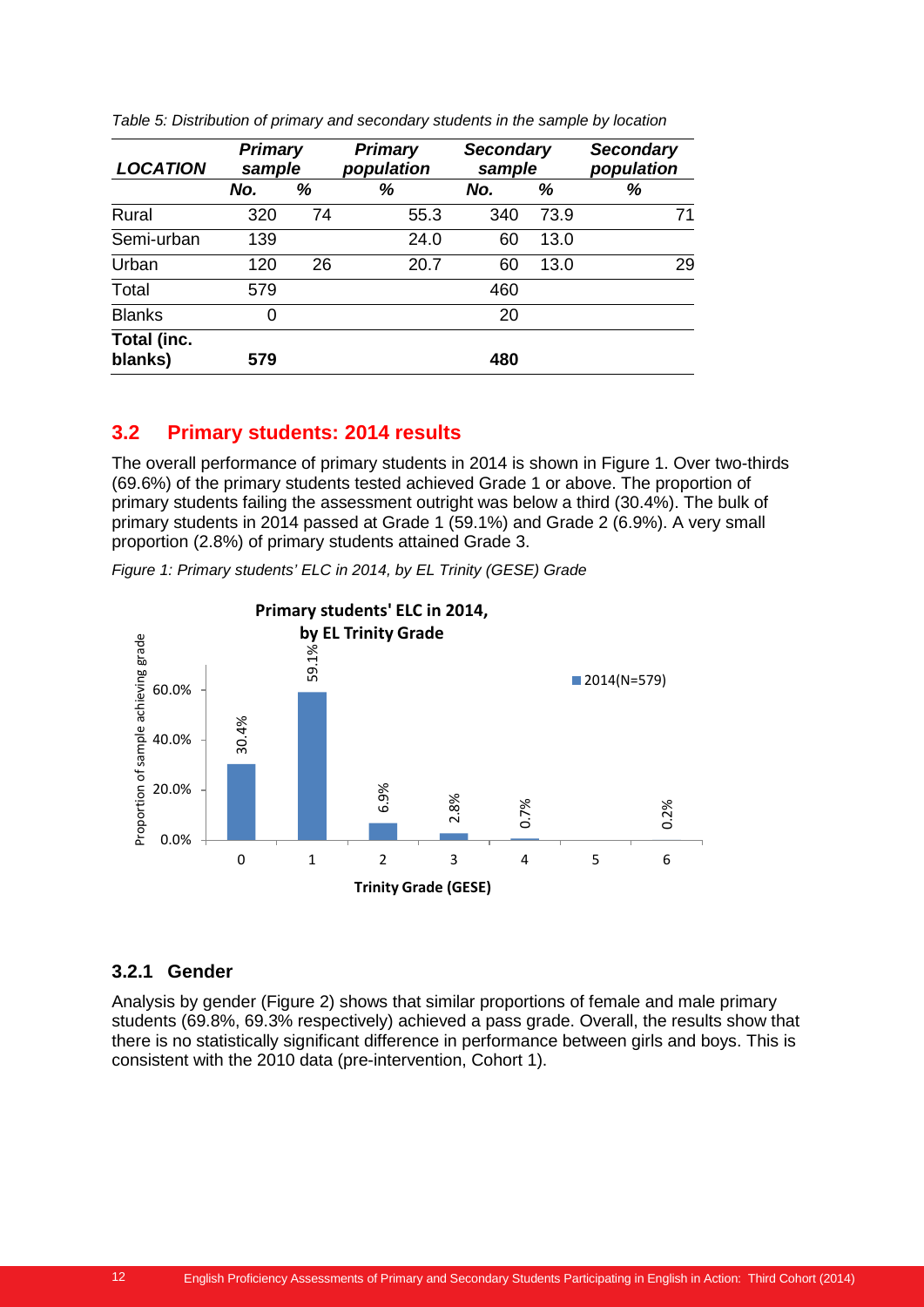*Table 5: Distribution of primary and secondary students in the sample by location*

| **LOCATION** | **Primary sample** | | **Primary population** | **Secondary sample** | | **Secondary population** |
|---|---|---|---|---|---|---|
| | **No.** | **%** | **%** | **No.** | **%** | **%** |
| Rural | 320 | 74 | 55.3 | 340 | 73.9 | 71 |
| Semi-urban | 139 | | 24.0 | 60 | 13.0 | |
| Urban | 120 | 26 | 20.7 | 60 | 13.0 | 29 |
| Total | 579 | | | 460 | | |
| Blanks | 0 | | | 20 | | |
| **Total (inc. blanks)** | **579** | | | **480** | | |

## 3.2 Primary students: 2014 results

The overall performance of primary students in 2014 is shown in Figure 1. Over two-thirds (69.6%) of the primary students tested achieved Grade 1 or above. The proportion of primary students failing the assessment outright was below a third (30.4%). The bulk of primary students in 2014 passed at Grade 1 (59.1%) and Grade 2 (6.9%). A very small proportion (2.8%) of primary students attained Grade 3.

*Figure 1: Primary students' ELC in 2014, by EL Trinity (GESE) Grade*

**Primary students' ELC in 2014, by EL Trinity Grade**

| Trinity Grade (GESE) | 2014 (N=579) |
|---|---|
| 0 | 30.4% |
| 1 | 59.1% |
| 2 | 6.9% |
| 3 | 2.8% |
| 4 | 0.7% |
| 5 | |
| 6 | 0.2% |

### 3.2.1 Gender

Analysis by gender (Figure 2) shows that similar proportions of female and male primary students (69.8%, 69.3% respectively) achieved a pass grade. Overall, the results show that there is no statistically significant difference in performance between girls and boys. This is consistent with the 2010 data (pre-intervention, Cohort 1).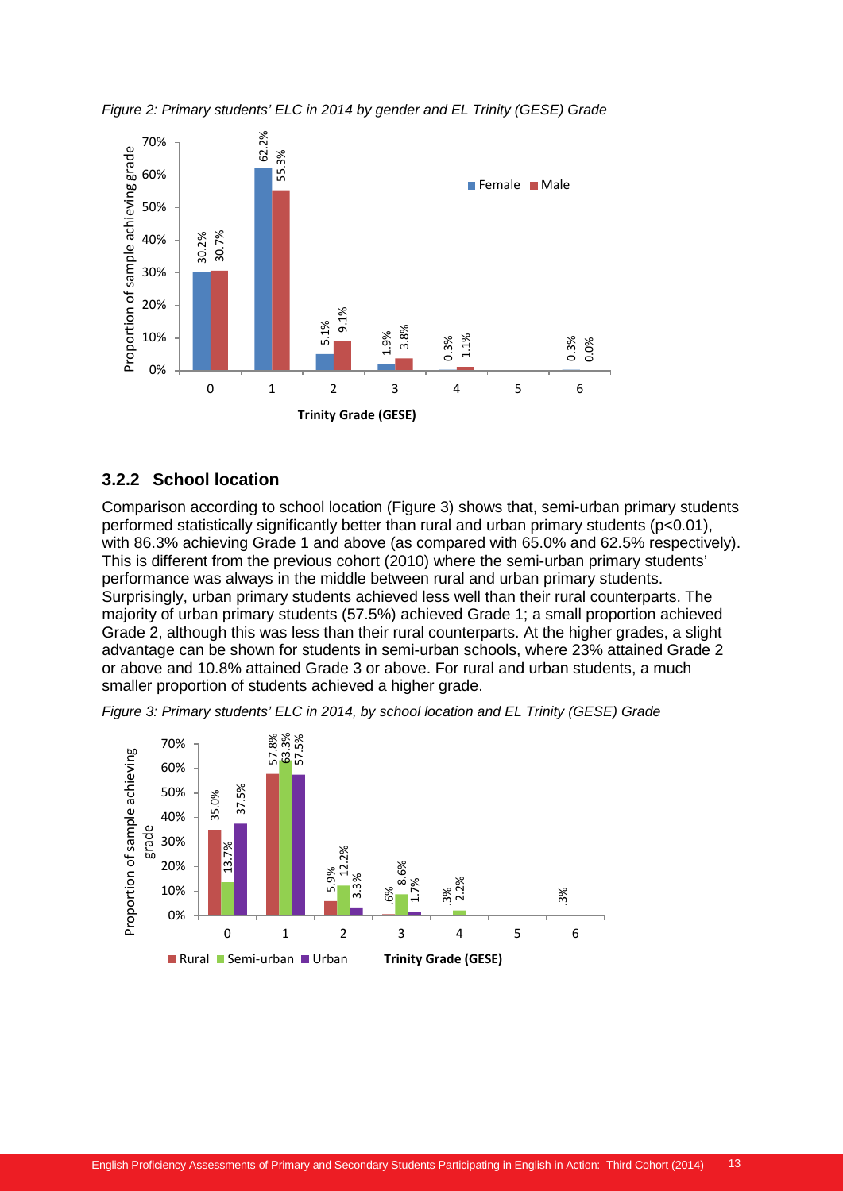*Figure 2: Primary students' ELC in 2014 by gender and EL Trinity (GESE) Grade*

### 3.2.2 School location

Comparison according to school location (Figure 3) shows that, semi-urban primary students performed statistically significantly better than rural and urban primary students ($p<0.01$), with 86.3% achieving Grade 1 and above (as compared with 65.0% and 62.5% respectively). This is different from the previous cohort (2010) where the semi-urban primary students' performance was always in the middle between rural and urban primary students. Surprisingly, urban primary students achieved less well than their rural counterparts. The majority of urban primary students (57.5%) achieved Grade 1; a small proportion achieved Grade 2, although this was less than their rural counterparts. At the higher grades, a slight advantage can be shown for students in semi-urban schools, where 23% attained Grade 2 or above and 10.8% attained Grade 3 or above. For rural and urban students, a much smaller proportion of students achieved a higher grade.

*Figure 3: Primary students' ELC in 2014, by school location and EL Trinity (GESE) Grade*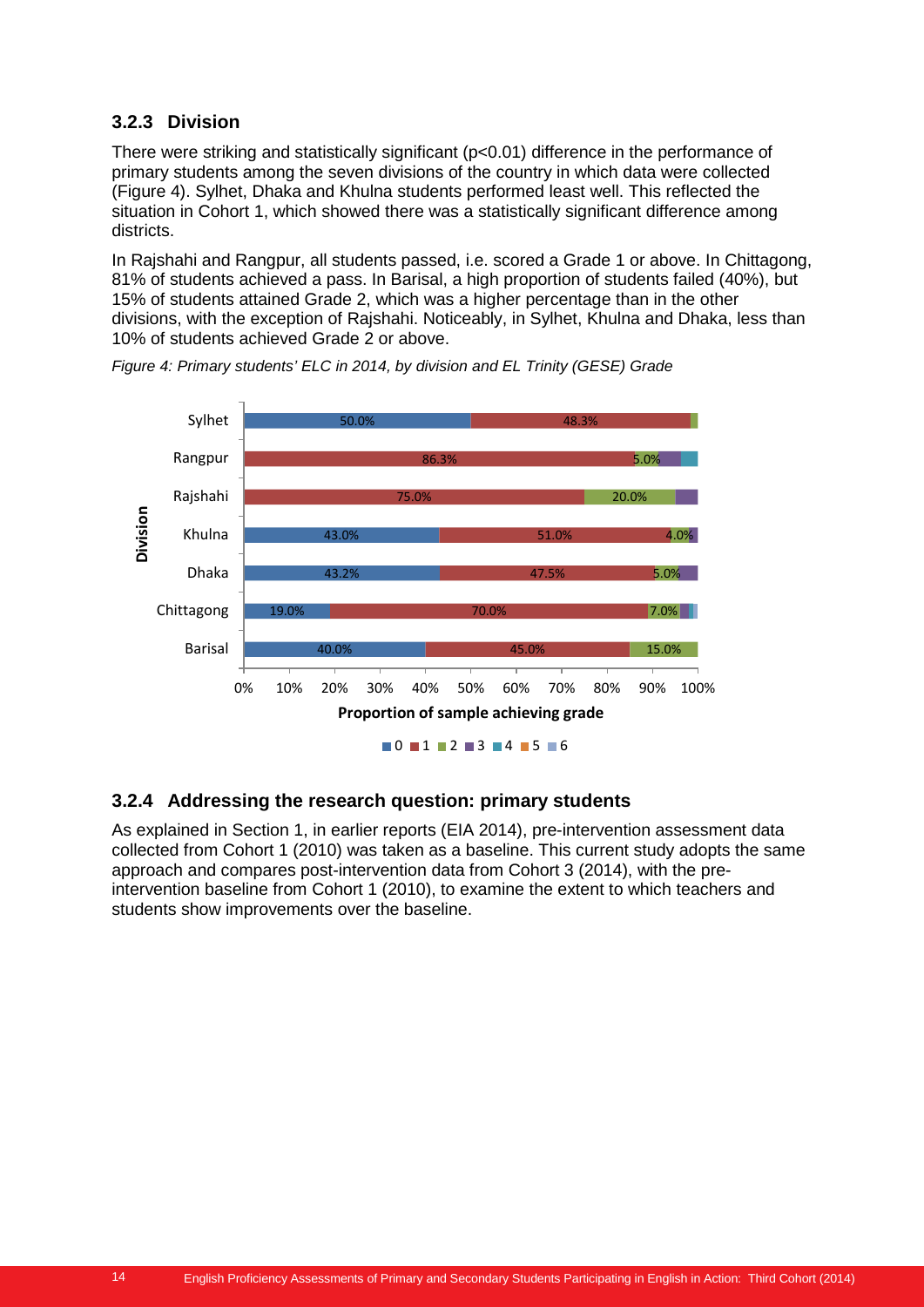### 3.2.3 Division

There were striking and statistically significant ($p<0.01$) difference in the performance of primary students among the seven divisions of the country in which data were collected (Figure 4). Sylhet, Dhaka and Khulna students performed least well. This reflected the situation in Cohort 1, which showed there was a statistically significant difference among districts.

In Rajshahi and Rangpur, all students passed, i.e. scored a Grade 1 or above. In Chittagong, 81% of students achieved a pass. In Barisal, a high proportion of students failed (40%), but 15% of students attained Grade 2, which was a higher percentage than in the other divisions, with the exception of Rajshahi. Noticeably, in Sylhet, Khulna and Dhaka, less than 10% of students achieved Grade 2 or above.

*Figure 4: Primary students' ELC in 2014, by division and EL Trinity (GESE) Grade*

| Division | 0 | 1 | 2 | 3 | 4 | 5 | 6 |
|---|---|---|---|---|---|---|---|
| Sylhet | 50.0% | 48.3% | | | | | |
| Rangpur | | 86.3% | 5.0% | | | | |
| Rajshahi | | 75.0% | 20.0% | | | | |
| Khulna | 43.0% | 51.0% | 4.0% | | | | |
| Dhaka | 43.2% | 47.5% | 5.0% | | | | |
| Chittagong | 19.0% | 70.0% | 7.0% | | | | |
| Barisal | 40.0% | 45.0% | 15.0% | | | | |

Proportion of sample achieving grade

### 3.2.4 Addressing the research question: primary students

As explained in Section 1, in earlier reports (EIA 2014), pre-intervention assessment data collected from Cohort 1 (2010) was taken as a baseline. This current study adopts the same approach and compares post-intervention data from Cohort 3 (2014), with the pre-intervention baseline from Cohort 1 (2010), to examine the extent to which teachers and students show improvements over the baseline.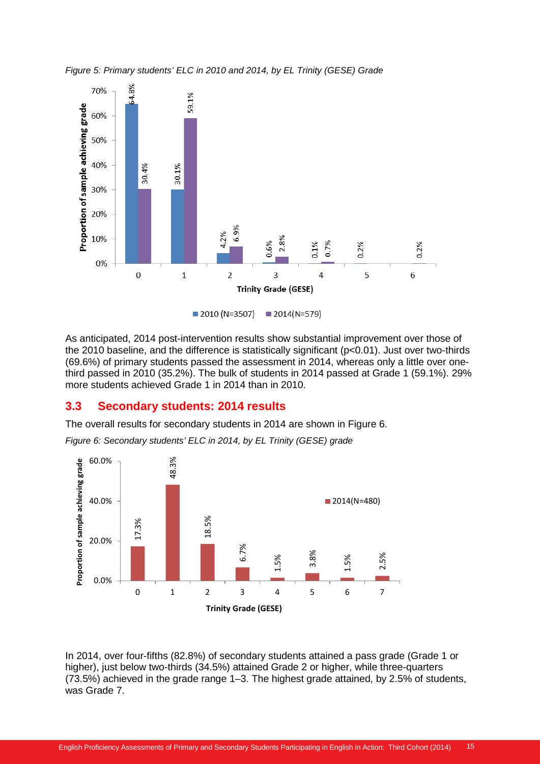*Figure 5: Primary students' ELC in 2010 and 2014, by EL Trinity (GESE) Grade*

| Trinity Grade (GESE) | 2010 (N=3507) | 2014(N=579) |
|---|---|---|
| 0 | 64.8% | 30.4% |
| 1 | 30.1% | 59.1% |
| 2 | 4.2% | 6.9% |
| 3 | 0.6% | 2.8% |
| 4 | 0.1% | 0.7% |
| 5 | | 0.2% |
| 6 | | 0.2% |

As anticipated, 2014 post-intervention results show substantial improvement over those of the 2010 baseline, and the difference is statistically significant ($p<0.01$). Just over two-thirds (69.6%) of primary students passed the assessment in 2014, whereas only a little over one-third passed in 2010 (35.2%). The bulk of students in 2014 passed at Grade 1 (59.1%). 29% more students achieved Grade 1 in 2014 than in 2010.

## 3.3 Secondary students: 2014 results

The overall results for secondary students in 2014 are shown in Figure 6.

*Figure 6: Secondary students' ELC in 2014, by EL Trinity (GESE) grade*

| Trinity Grade (GESE) | 2014(N=480) |
|---|---|
| 0 | 17.3% |
| 1 | 48.3% |
| 2 | 18.5% |
| 3 | 6.7% |
| 4 | 1.5% |
| 5 | 3.8% |
| 6 | 1.5% |
| 7 | 2.5% |

In 2014, over four-fifths (82.8%) of secondary students attained a pass grade (Grade 1 or higher), just below two-thirds (34.5%) attained Grade 2 or higher, while three-quarters (73.5%) achieved in the grade range 1–3. The highest grade attained, by 2.5% of students, was Grade 7.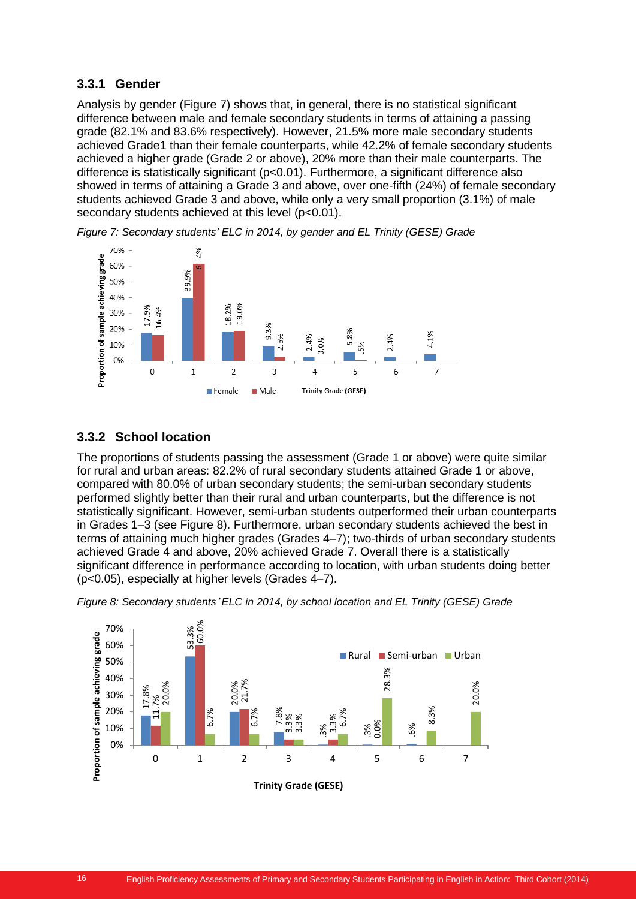### 3.3.1 Gender

Analysis by gender (Figure 7) shows that, in general, there is no statistical significant difference between male and female secondary students in terms of attaining a passing grade (82.1% and 83.6% respectively). However, 21.5% more male secondary students achieved Grade1 than their female counterparts, while 42.2% of female secondary students achieved a higher grade (Grade 2 or above), 20% more than their male counterparts. The difference is statistically significant ($p<0.01$). Furthermore, a significant difference also showed in terms of attaining a Grade 3 and above, over one-fifth (24%) of female secondary students achieved Grade 3 and above, while only a very small proportion (3.1%) of male secondary students achieved at this level ($p<0.01$).

*Figure 7: Secondary students' ELC in 2014, by gender and EL Trinity (GESE) Grade*

| Trinity Grade (GESE) | 0 | 1 | 2 | 3 | 4 | 5 | 6 | 7 |
|---|---|---|---|---|---|---|---|---|
| Female | 17.9% | 39.9% | 18.2% | 9.3% | 2.4% | 5.8% | 2.4% | 4.1% |
| Male | 16.4% | 61.4% | 19.0% | 2.6% | 0.0% | .5% | | |

### 3.3.2 School location

The proportions of students passing the assessment (Grade 1 or above) were quite similar for rural and urban areas: 82.2% of rural secondary students attained Grade 1 or above, compared with 80.0% of urban secondary students; the semi-urban secondary students performed slightly better than their rural and urban counterparts, but the difference is not statistically significant. However, semi-urban students outperformed their urban counterparts in Grades 1–3 (see Figure 8). Furthermore, urban secondary students achieved the best in terms of attaining much higher grades (Grades 4–7); two-thirds of urban secondary students achieved Grade 4 and above, 20% achieved Grade 7. Overall there is a statistically significant difference in performance according to location, with urban students doing better ($p<0.05$), especially at higher levels (Grades 4–7).

*Figure 8: Secondary students' ELC in 2014, by school location and EL Trinity (GESE) Grade*

| Trinity Grade (GESE) | 0 | 1 | 2 | 3 | 4 | 5 | 6 | 7 |
|---|---|---|---|---|---|---|---|---|
| Rural | 17.8% | 53.3% | 20.0% | 7.8% | .3% | .3% | .6% | |
| Semi-urban | 11.7% | 60.0% | 21.7% | 3.3% | 3.3% | 0.0% | | |
| Urban | 20.0% | 6.7% | 6.7% | 3.3% | 6.7% | 28.3% | 8.3% | 20.0% |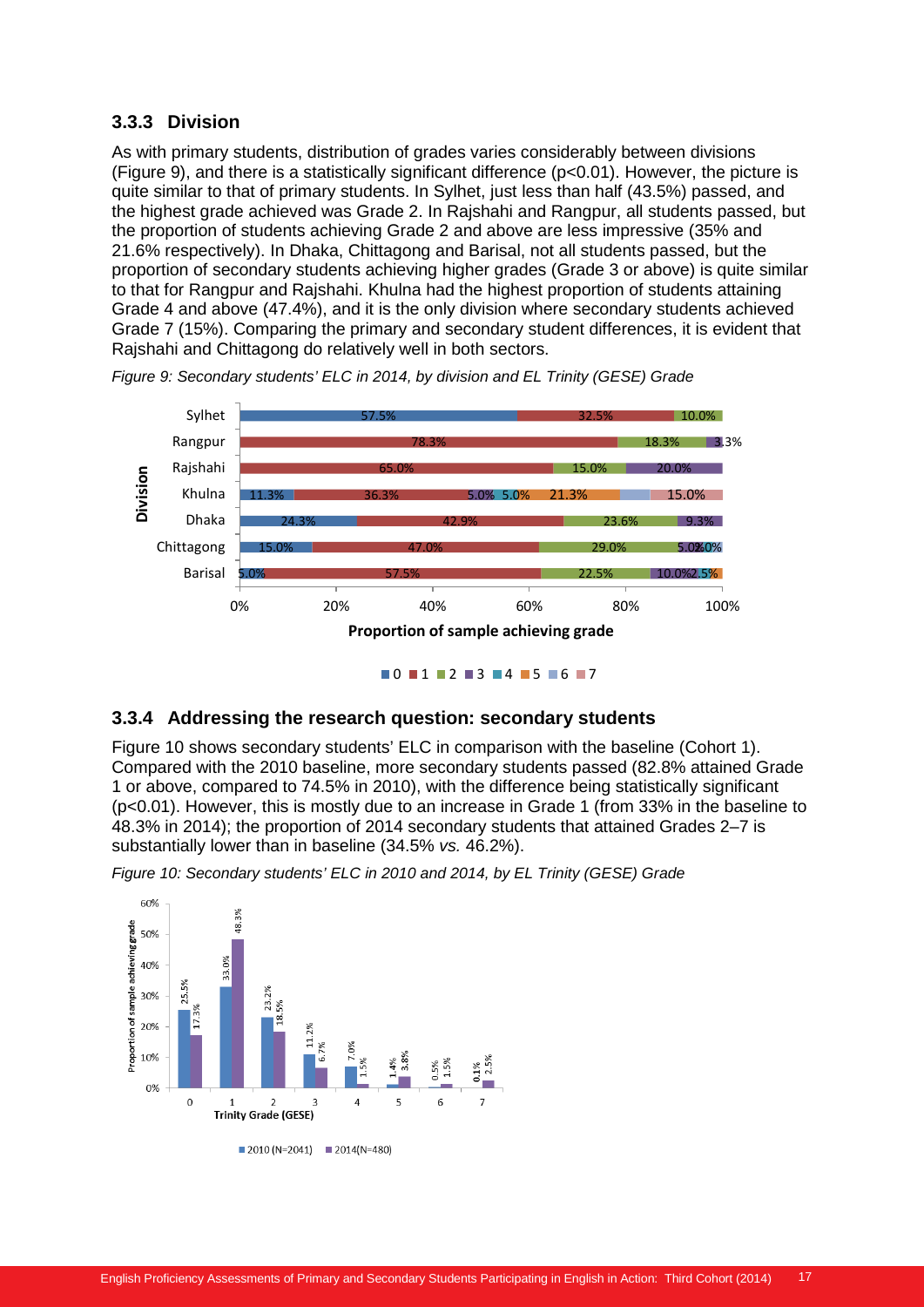### 3.3.3 Division

As with primary students, distribution of grades varies considerably between divisions (Figure 9), and there is a statistically significant difference ($p<0.01$). However, the picture is quite similar to that of primary students. In Sylhet, just less than half (43.5%) passed, and the highest grade achieved was Grade 2. In Rajshahi and Rangpur, all students passed, but the proportion of students achieving Grade 2 and above are less impressive (35% and 21.6% respectively). In Dhaka, Chittagong and Barisal, not all students passed, but the proportion of secondary students achieving higher grades (Grade 3 or above) is quite similar to that for Rangpur and Rajshahi. Khulna had the highest proportion of students attaining Grade 4 and above (47.4%), and it is the only division where secondary students achieved Grade 7 (15%). Comparing the primary and secondary student differences, it is evident that Rajshahi and Chittagong do relatively well in both sectors.

*Figure 9: Secondary students' ELC in 2014, by division and EL Trinity (GESE) Grade*

### 3.3.4 Addressing the research question: secondary students

Figure 10 shows secondary students' ELC in comparison with the baseline (Cohort 1). Compared with the 2010 baseline, more secondary students passed (82.8% attained Grade 1 or above, compared to 74.5% in 2010), with the difference being statistically significant ($p<0.01$). However, this is mostly due to an increase in Grade 1 (from 33% in the baseline to 48.3% in 2014); the proportion of 2014 secondary students that attained Grades 2–7 is substantially lower than in baseline (34.5% *vs.* 46.2%).

*Figure 10: Secondary students' ELC in 2010 and 2014, by EL Trinity (GESE) Grade*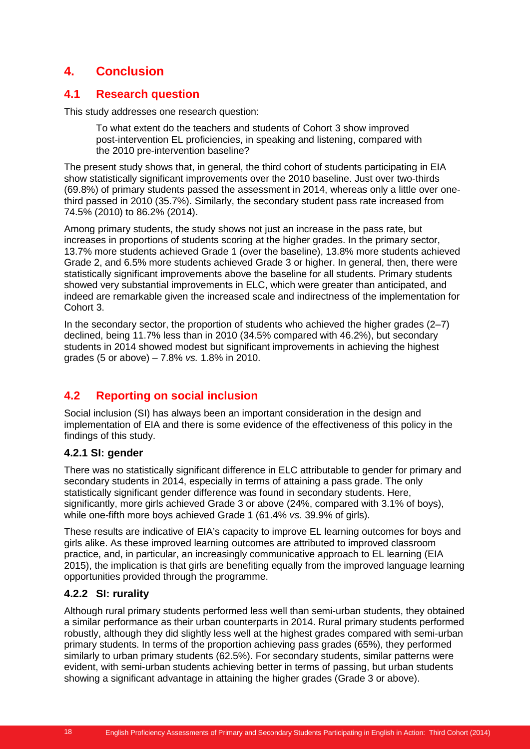# 4. Conclusion

## 4.1 Research question

This study addresses one research question:

> To what extent do the teachers and students of Cohort 3 show improved post-intervention EL proficiencies, in speaking and listening, compared with the 2010 pre-intervention baseline?

The present study shows that, in general, the third cohort of students participating in EIA show statistically significant improvements over the 2010 baseline. Just over two-thirds (69.8%) of primary students passed the assessment in 2014, whereas only a little over one-third passed in 2010 (35.7%). Similarly, the secondary student pass rate increased from 74.5% (2010) to 86.2% (2014).

Among primary students, the study shows not just an increase in the pass rate, but increases in proportions of students scoring at the higher grades. In the primary sector, 13.7% more students achieved Grade 1 (over the baseline), 13.8% more students achieved Grade 2, and 6.5% more students achieved Grade 3 or higher. In general, then, there were statistically significant improvements above the baseline for all students. Primary students showed very substantial improvements in ELC, which were greater than anticipated, and indeed are remarkable given the increased scale and indirectness of the implementation for Cohort 3.

In the secondary sector, the proportion of students who achieved the higher grades (2–7) declined, being 11.7% less than in 2010 (34.5% compared with 46.2%), but secondary students in 2014 showed modest but significant improvements in achieving the highest grades (5 or above) – 7.8% *vs.* 1.8% in 2010.

## 4.2 Reporting on social inclusion

Social inclusion (SI) has always been an important consideration in the design and implementation of EIA and there is some evidence of the effectiveness of this policy in the findings of this study.

### 4.2.1 SI: gender

There was no statistically significant difference in ELC attributable to gender for primary and secondary students in 2014, especially in terms of attaining a pass grade. The only statistically significant gender difference was found in secondary students. Here, significantly, more girls achieved Grade 3 or above (24%, compared with 3.1% of boys), while one-fifth more boys achieved Grade 1 (61.4% *vs.* 39.9% of girls).

These results are indicative of EIA's capacity to improve EL learning outcomes for boys and girls alike. As these improved learning outcomes are attributed to improved classroom practice, and, in particular, an increasingly communicative approach to EL learning (EIA 2015), the implication is that girls are benefiting equally from the improved language learning opportunities provided through the programme.

### 4.2.2 SI: rurality

Although rural primary students performed less well than semi-urban students, they obtained a similar performance as their urban counterparts in 2014. Rural primary students performed robustly, although they did slightly less well at the highest grades compared with semi-urban primary students. In terms of the proportion achieving pass grades (65%), they performed similarly to urban primary students (62.5%). For secondary students, similar patterns were evident, with semi-urban students achieving better in terms of passing, but urban students showing a significant advantage in attaining the higher grades (Grade 3 or above).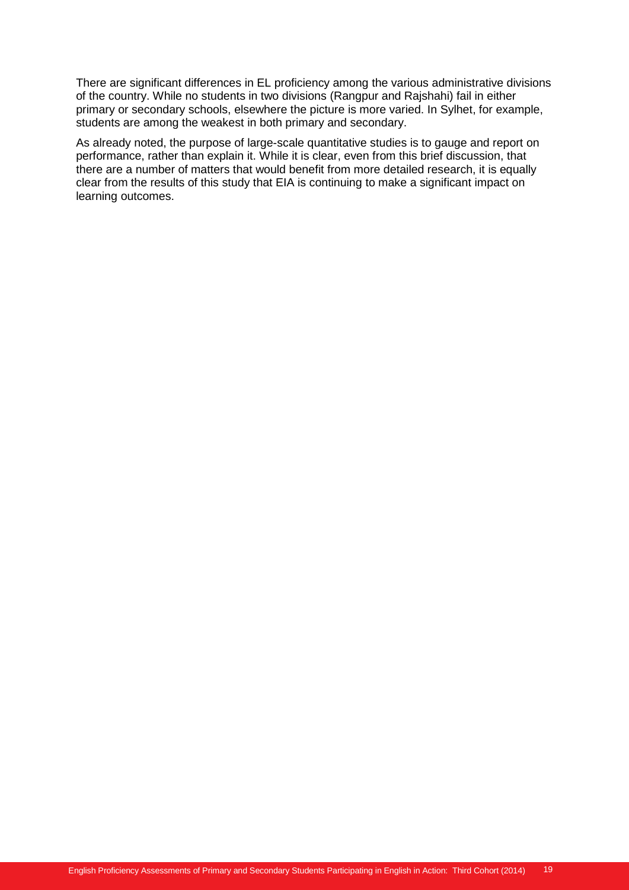There are significant differences in EL proficiency among the various administrative divisions of the country. While no students in two divisions (Rangpur and Rajshahi) fail in either primary or secondary schools, elsewhere the picture is more varied. In Sylhet, for example, students are among the weakest in both primary and secondary.

As already noted, the purpose of large-scale quantitative studies is to gauge and report on performance, rather than explain it. While it is clear, even from this brief discussion, that there are a number of matters that would benefit from more detailed research, it is equally clear from the results of this study that EIA is continuing to make a significant impact on learning outcomes.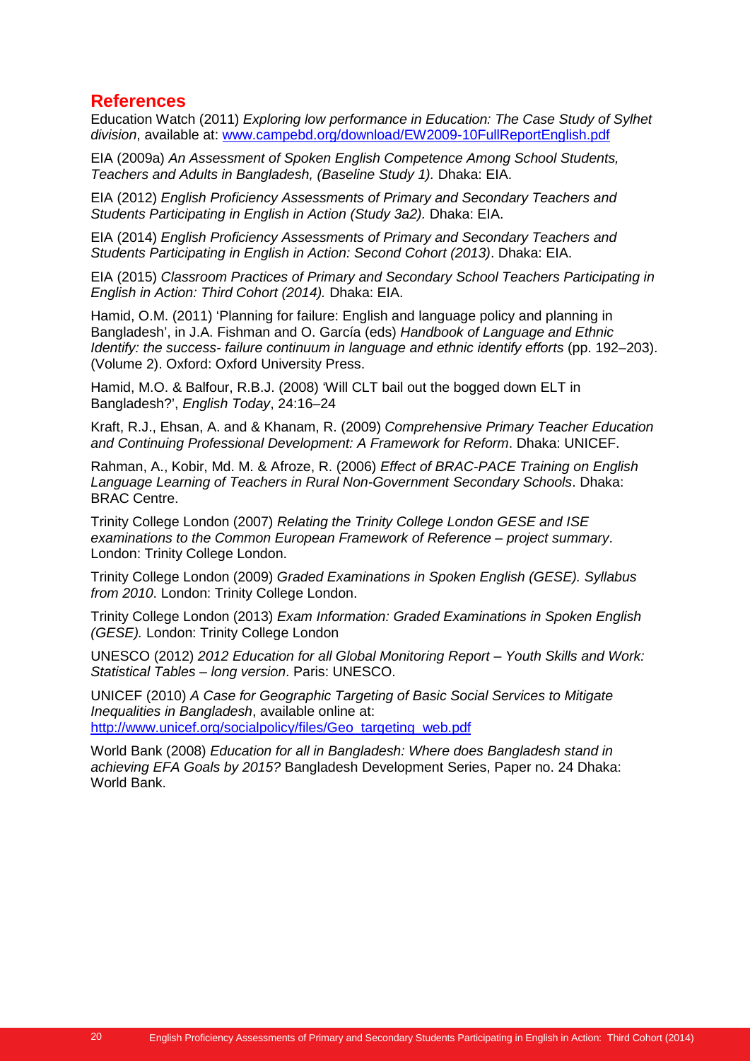## References

Education Watch (2011) *Exploring low performance in Education: The Case Study of Sylhet division*, available at: www.campebd.org/download/EW2009-10FullReportEnglish.pdf

EIA (2009a) *An Assessment of Spoken English Competence Among School Students, Teachers and Adults in Bangladesh, (Baseline Study 1).* Dhaka: EIA.

EIA (2012) *English Proficiency Assessments of Primary and Secondary Teachers and Students Participating in English in Action (Study 3a2).* Dhaka: EIA.

EIA (2014) *English Proficiency Assessments of Primary and Secondary Teachers and Students Participating in English in Action: Second Cohort (2013)*. Dhaka: EIA.

EIA (2015) *Classroom Practices of Primary and Secondary School Teachers Participating in English in Action: Third Cohort (2014).* Dhaka: EIA.

Hamid, O.M. (2011) 'Planning for failure: English and language policy and planning in Bangladesh', in J.A. Fishman and O. García (eds) *Handbook of Language and Ethnic Identify: the success- failure continuum in language and ethnic identify efforts* (pp. 192–203). (Volume 2). Oxford: Oxford University Press.

Hamid, M.O. & Balfour, R.B.J. (2008) 'Will CLT bail out the bogged down ELT in Bangladesh?', *English Today*, 24:16–24

Kraft, R.J., Ehsan, A. and & Khanam, R. (2009) *Comprehensive Primary Teacher Education and Continuing Professional Development: A Framework for Reform*. Dhaka: UNICEF.

Rahman, A., Kobir, Md. M. & Afroze, R. (2006) *Effect of BRAC-PACE Training on English Language Learning of Teachers in Rural Non-Government Secondary Schools*. Dhaka: BRAC Centre.

Trinity College London (2007) *Relating the Trinity College London GESE and ISE examinations to the Common European Framework of Reference – project summary*. London: Trinity College London.

Trinity College London (2009) *Graded Examinations in Spoken English (GESE). Syllabus from 2010*. London: Trinity College London.

Trinity College London (2013) *Exam Information: Graded Examinations in Spoken English (GESE).* London: Trinity College London

UNESCO (2012) *2012 Education for all Global Monitoring Report – Youth Skills and Work: Statistical Tables – long version*. Paris: UNESCO.

UNICEF (2010) *A Case for Geographic Targeting of Basic Social Services to Mitigate Inequalities in Bangladesh*, available online at: http://www.unicef.org/socialpolicy/files/Geo_targeting_web.pdf

World Bank (2008) *Education for all in Bangladesh: Where does Bangladesh stand in achieving EFA Goals by 2015?* Bangladesh Development Series, Paper no. 24 Dhaka: World Bank.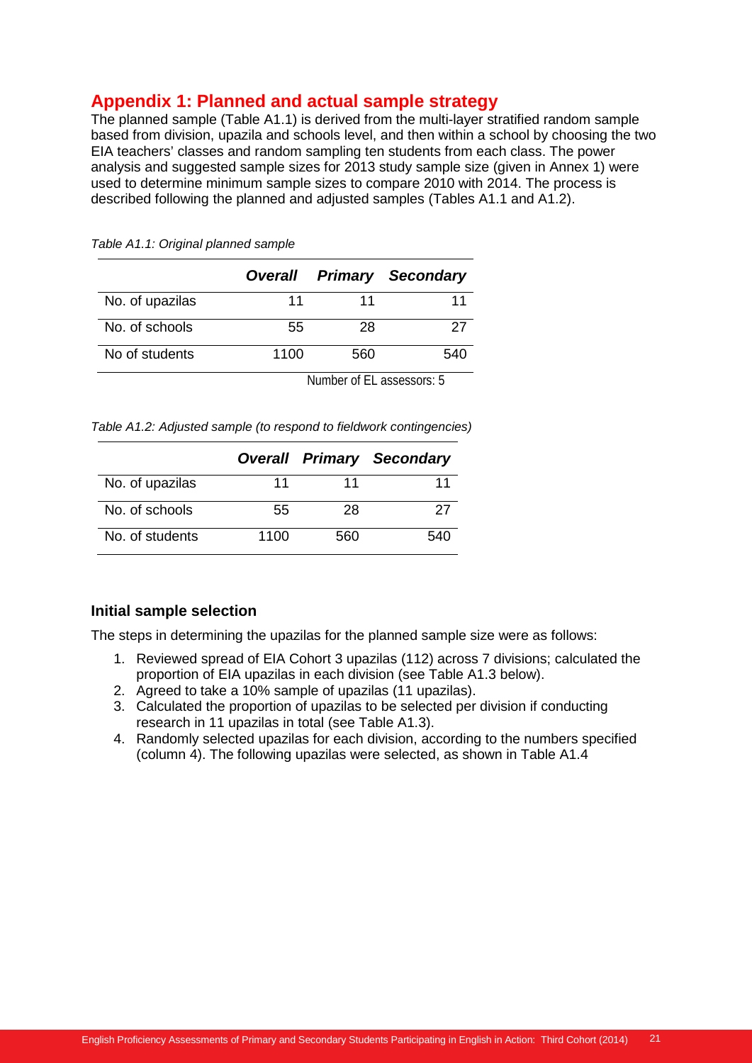## Appendix 1: Planned and actual sample strategy

The planned sample (Table A1.1) is derived from the multi-layer stratified random sample based from division, upazila and schools level, and then within a school by choosing the two EIA teachers' classes and random sampling ten students from each class. The power analysis and suggested sample sizes for 2013 study sample size (given in Annex 1) were used to determine minimum sample sizes to compare 2010 with 2014. The process is described following the planned and adjusted samples (Tables A1.1 and A1.2).

*Table A1.1: Original planned sample*

| | *Overall* | *Primary* | *Secondary* |
|---|---|---|---|
| No. of upazilas | 11 | 11 | 11 |
| No. of schools | 55 | 28 | 27 |
| No of students | 1100 | 560 | 540 |

Number of EL assessors: 5

*Table A1.2: Adjusted sample (to respond to fieldwork contingencies)*

| | *Overall* | *Primary* | *Secondary* |
|---|---|---|---|
| No. of upazilas | 11 | 11 | 11 |
| No. of schools | 55 | 28 | 27 |
| No. of students | 1100 | 560 | 540 |

### Initial sample selection

The steps in determining the upazilas for the planned sample size were as follows:

1. Reviewed spread of EIA Cohort 3 upazilas (112) across 7 divisions; calculated the proportion of EIA upazilas in each division (see Table A1.3 below).
2. Agreed to take a 10% sample of upazilas (11 upazilas).
3. Calculated the proportion of upazilas to be selected per division if conducting research in 11 upazilas in total (see Table A1.3).
4. Randomly selected upazilas for each division, according to the numbers specified (column 4). The following upazilas were selected, as shown in Table A1.4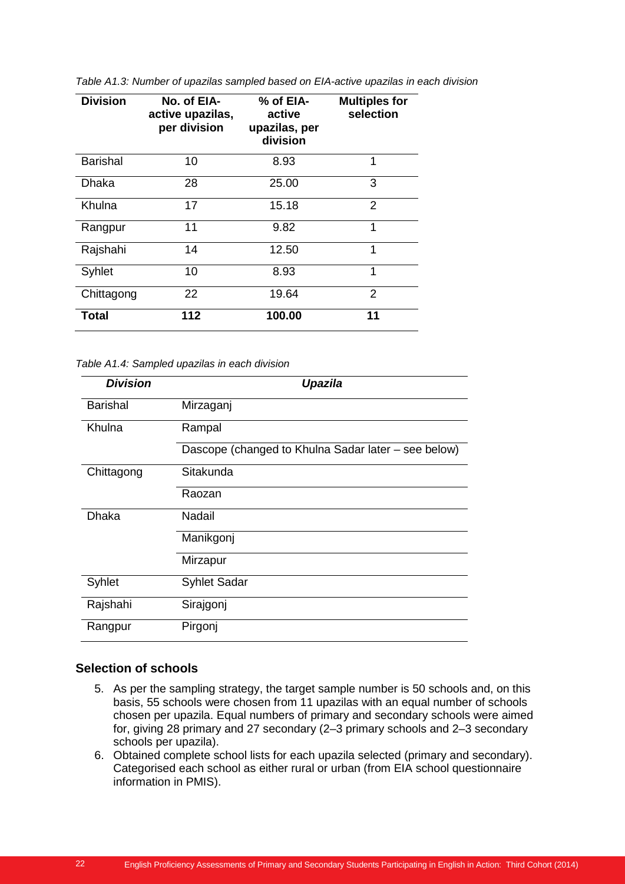*Table A1.3: Number of upazilas sampled based on EIA-active upazilas in each division*

| Division | No. of EIA-active upazilas, per division | % of EIA-active upazilas, per division | Multiples for selection |
|---|---|---|---|
| Barishal | 10 | 8.93 | 1 |
| Dhaka | 28 | 25.00 | 3 |
| Khulna | 17 | 15.18 | 2 |
| Rangpur | 11 | 9.82 | 1 |
| Rajshahi | 14 | 12.50 | 1 |
| Syhlet | 10 | 8.93 | 1 |
| Chittagong | 22 | 19.64 | 2 |
| **Total** | **112** | **100.00** | **11** |

*Table A1.4: Sampled upazilas in each division*

| *Division* | *Upazila* |
|---|---|
| Barishal | Mirzaganj |
| Khulna | Rampal |
| | Dascope (changed to Khulna Sadar later – see below) |
| Chittagong | Sitakunda |
| | Raozan |
| Dhaka | Nadail |
| | Manikgonj |
| | Mirzapur |
| Syhlet | Syhlet Sadar |
| Rajshahi | Sirajgonj |
| Rangpur | Pirgonj |

### Selection of schools

5. As per the sampling strategy, the target sample number is 50 schools and, on this basis, 55 schools were chosen from 11 upazilas with an equal number of schools chosen per upazila. Equal numbers of primary and secondary schools were aimed for, giving 28 primary and 27 secondary (2–3 primary schools and 2–3 secondary schools per upazila).
6. Obtained complete school lists for each upazila selected (primary and secondary). Categorised each school as either rural or urban (from EIA school questionnaire information in PMIS).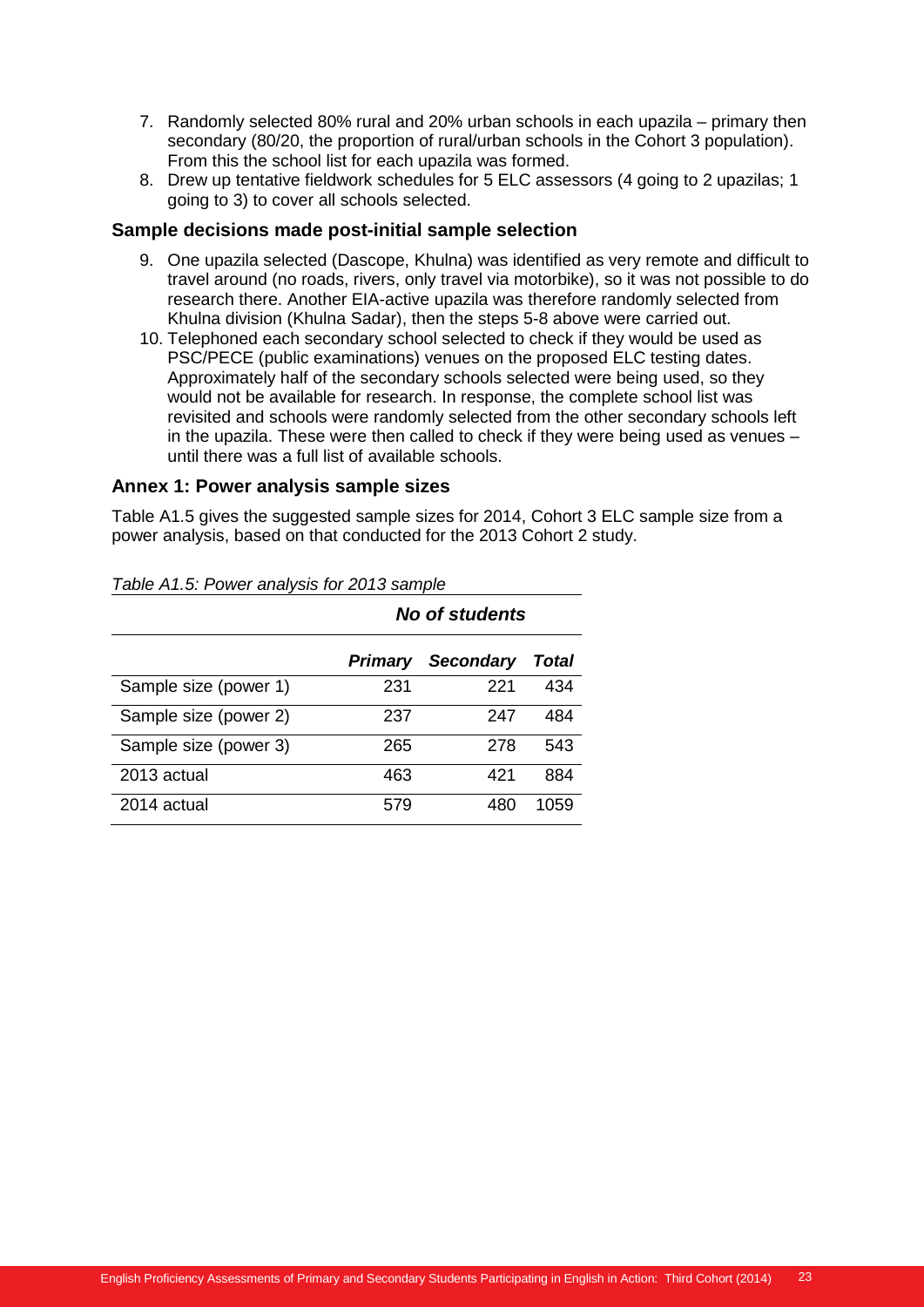7. Randomly selected 80% rural and 20% urban schools in each upazila – primary then secondary (80/20, the proportion of rural/urban schools in the Cohort 3 population). From this the school list for each upazila was formed.
8. Drew up tentative fieldwork schedules for 5 ELC assessors (4 going to 2 upazilas; 1 going to 3) to cover all schools selected.

### Sample decisions made post-initial sample selection

9. One upazila selected (Dascope, Khulna) was identified as very remote and difficult to travel around (no roads, rivers, only travel via motorbike), so it was not possible to do research there. Another EIA-active upazila was therefore randomly selected from Khulna division (Khulna Sadar), then the steps 5-8 above were carried out.
10. Telephoned each secondary school selected to check if they would be used as PSC/PECE (public examinations) venues on the proposed ELC testing dates. Approximately half of the secondary schools selected were being used, so they would not be available for research. In response, the complete school list was revisited and schools were randomly selected from the other secondary schools left in the upazila. These were then called to check if they were being used as venues – until there was a full list of available schools.

### Annex 1: Power analysis sample sizes

Table A1.5 gives the suggested sample sizes for 2014, Cohort 3 ELC sample size from a power analysis, based on that conducted for the 2013 Cohort 2 study.

*Table A1.5: Power analysis for 2013 sample*

| | ***No of students*** | | |
|---|---|---|---|
| | ***Primary*** | ***Secondary*** | ***Total*** |
| Sample size (power 1) | 231 | 221 | 434 |
| Sample size (power 2) | 237 | 247 | 484 |
| Sample size (power 3) | 265 | 278 | 543 |
| 2013 actual | 463 | 421 | 884 |
| 2014 actual | 579 | 480 | 1059 |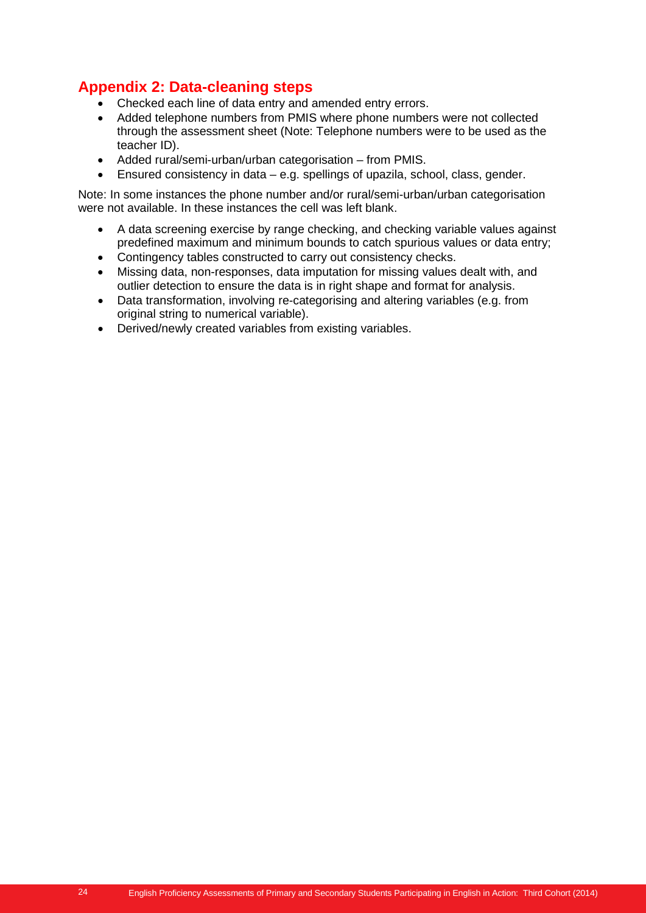## Appendix 2: Data-cleaning steps

- Checked each line of data entry and amended entry errors.
- Added telephone numbers from PMIS where phone numbers were not collected through the assessment sheet (Note: Telephone numbers were to be used as the teacher ID).
- Added rural/semi-urban/urban categorisation – from PMIS.
- Ensured consistency in data – e.g. spellings of upazila, school, class, gender.

Note: In some instances the phone number and/or rural/semi-urban/urban categorisation were not available. In these instances the cell was left blank.

- A data screening exercise by range checking, and checking variable values against predefined maximum and minimum bounds to catch spurious values or data entry;
- Contingency tables constructed to carry out consistency checks.
- Missing data, non-responses, data imputation for missing values dealt with, and outlier detection to ensure the data is in right shape and format for analysis.
- Data transformation, involving re-categorising and altering variables (e.g. from original string to numerical variable).
- Derived/newly created variables from existing variables.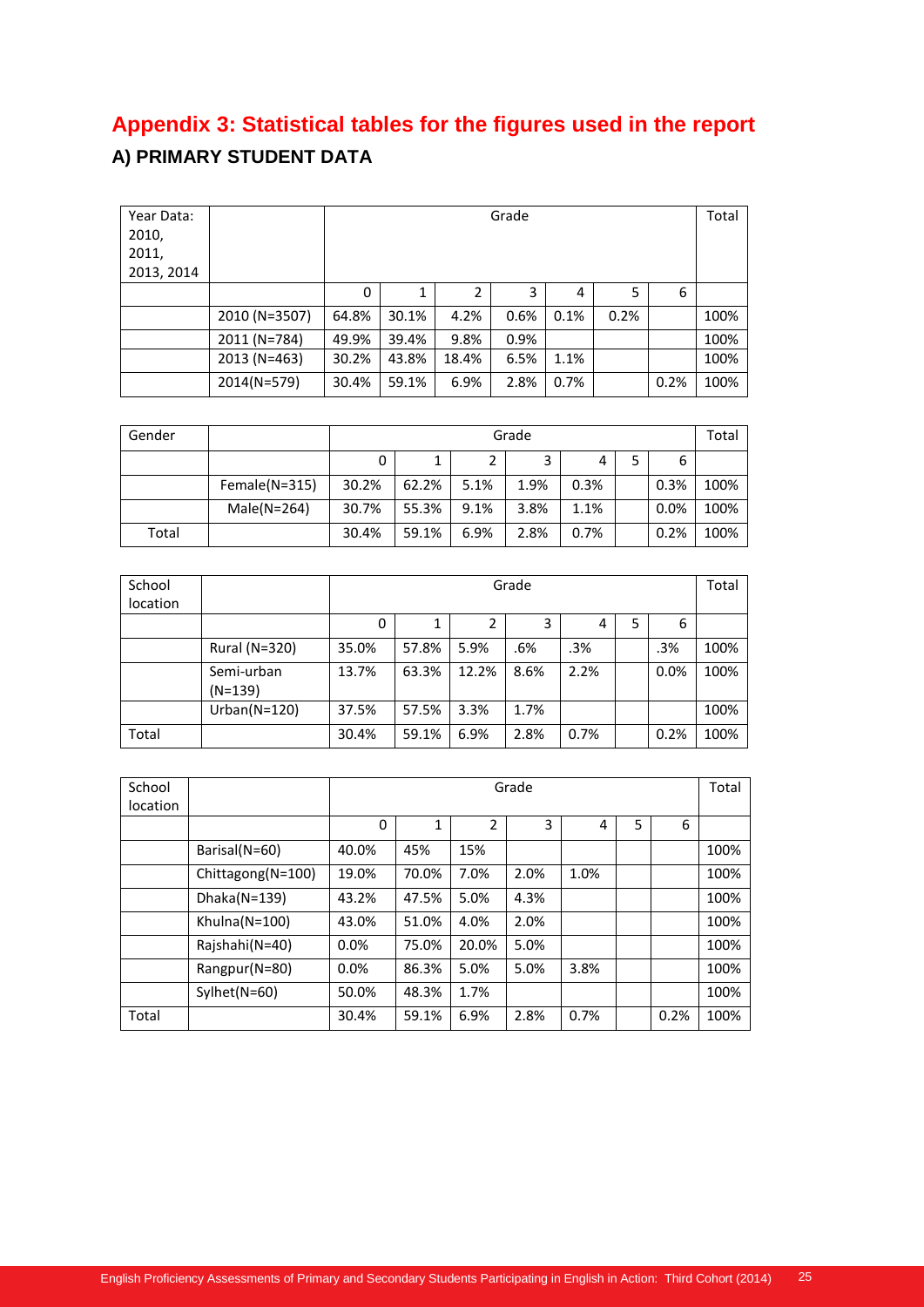# Appendix 3: Statistical tables for the figures used in the report

## A) PRIMARY STUDENT DATA

| Year Data: 2010, 2011, 2013, 2014 | | Grade | | | | | | | Total |
|---|---|---|---|---|---|---|---|---|---|
| | | 0 | 1 | 2 | 3 | 4 | 5 | 6 | |
| | 2010 (N=3507) | 64.8% | 30.1% | 4.2% | 0.6% | 0.1% | 0.2% | | 100% |
| | 2011 (N=784) | 49.9% | 39.4% | 9.8% | 0.9% | | | | 100% |
| | 2013 (N=463) | 30.2% | 43.8% | 18.4% | 6.5% | 1.1% | | | 100% |
| | 2014(N=579) | 30.4% | 59.1% | 6.9% | 2.8% | 0.7% | | 0.2% | 100% |

| Gender | | Grade | | | | | | | Total |
|---|---|---|---|---|---|---|---|---|---|
| | | 0 | 1 | 2 | 3 | 4 | 5 | 6 | |
| | Female(N=315) | 30.2% | 62.2% | 5.1% | 1.9% | 0.3% | | 0.3% | 100% |
| | Male(N=264) | 30.7% | 55.3% | 9.1% | 3.8% | 1.1% | | 0.0% | 100% |
| Total | | 30.4% | 59.1% | 6.9% | 2.8% | 0.7% | | 0.2% | 100% |

| School location | | Grade | | | | | | | Total |
|---|---|---|---|---|---|---|---|---|---|
| | | 0 | 1 | 2 | 3 | 4 | 5 | 6 | |
| | Rural (N=320) | 35.0% | 57.8% | 5.9% | .6% | .3% | | .3% | 100% |
| | Semi-urban (N=139) | 13.7% | 63.3% | 12.2% | 8.6% | 2.2% | | 0.0% | 100% |
| | Urban(N=120) | 37.5% | 57.5% | 3.3% | 1.7% | | | | 100% |
| Total | | 30.4% | 59.1% | 6.9% | 2.8% | 0.7% | | 0.2% | 100% |

| School location | | Grade | | | | | | | Total |
|---|---|---|---|---|---|---|---|---|---|
| | | 0 | 1 | 2 | 3 | 4 | 5 | 6 | |
| | Barisal(N=60) | 40.0% | 45% | 15% | | | | | 100% |
| | Chittagong(N=100) | 19.0% | 70.0% | 7.0% | 2.0% | 1.0% | | | 100% |
| | Dhaka(N=139) | 43.2% | 47.5% | 5.0% | 4.3% | | | | 100% |
| | Khulna(N=100) | 43.0% | 51.0% | 4.0% | 2.0% | | | | 100% |
| | Rajshahi(N=40) | 0.0% | 75.0% | 20.0% | 5.0% | | | | 100% |
| | Rangpur(N=80) | 0.0% | 86.3% | 5.0% | 5.0% | 3.8% | | | 100% |
| | Sylhet(N=60) | 50.0% | 48.3% | 1.7% | | | | | 100% |
| Total | | 30.4% | 59.1% | 6.9% | 2.8% | 0.7% | | 0.2% | 100% |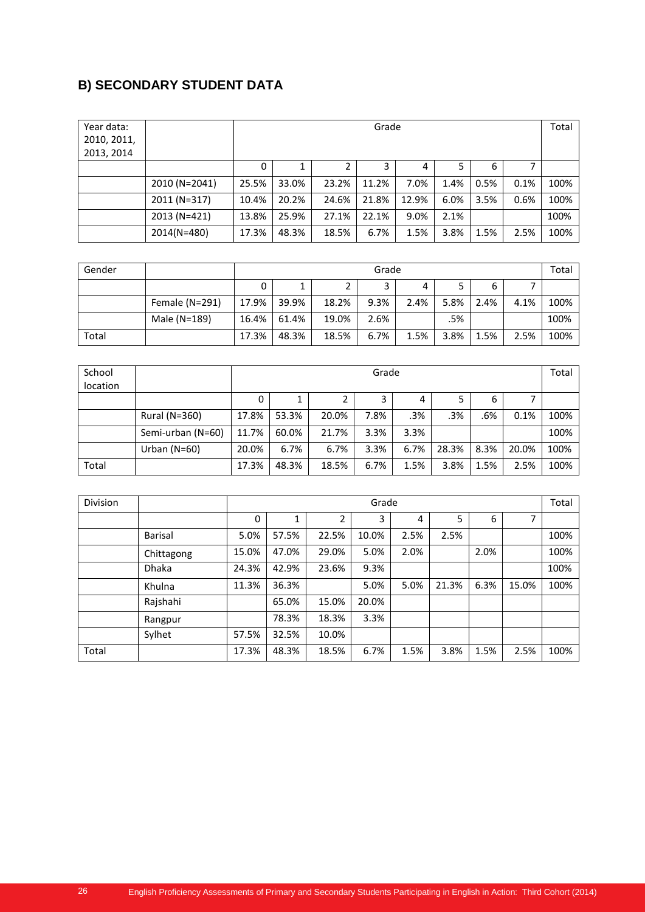## B) SECONDARY STUDENT DATA

| Year data: 2010, 2011, 2013, 2014 | | Grade | | | | | | | | Total |
|---|---|---|---|---|---|---|---|---|---|---|
| | | 0 | 1 | 2 | 3 | 4 | 5 | 6 | 7 | |
| | 2010 (N=2041) | 25.5% | 33.0% | 23.2% | 11.2% | 7.0% | 1.4% | 0.5% | 0.1% | 100% |
| | 2011 (N=317) | 10.4% | 20.2% | 24.6% | 21.8% | 12.9% | 6.0% | 3.5% | 0.6% | 100% |
| | 2013 (N=421) | 13.8% | 25.9% | 27.1% | 22.1% | 9.0% | 2.1% | | | 100% |
| | 2014(N=480) | 17.3% | 48.3% | 18.5% | 6.7% | 1.5% | 3.8% | 1.5% | 2.5% | 100% |

| Gender | | Grade | | | | | | | | Total |
|---|---|---|---|---|---|---|---|---|---|---|
| | | 0 | 1 | 2 | 3 | 4 | 5 | 6 | 7 | |
| | Female (N=291) | 17.9% | 39.9% | 18.2% | 9.3% | 2.4% | 5.8% | 2.4% | 4.1% | 100% |
| | Male (N=189) | 16.4% | 61.4% | 19.0% | 2.6% | | .5% | | | 100% |
| Total | | 17.3% | 48.3% | 18.5% | 6.7% | 1.5% | 3.8% | 1.5% | 2.5% | 100% |

| School location | | Grade | | | | | | | | Total |
|---|---|---|---|---|---|---|---|---|---|---|
| | | 0 | 1 | 2 | 3 | 4 | 5 | 6 | 7 | |
| | Rural (N=360) | 17.8% | 53.3% | 20.0% | 7.8% | .3% | .3% | .6% | 0.1% | 100% |
| | Semi-urban (N=60) | 11.7% | 60.0% | 21.7% | 3.3% | 3.3% | | | | 100% |
| | Urban (N=60) | 20.0% | 6.7% | 6.7% | 3.3% | 6.7% | 28.3% | 8.3% | 20.0% | 100% |
| Total | | 17.3% | 48.3% | 18.5% | 6.7% | 1.5% | 3.8% | 1.5% | 2.5% | 100% |

| Division | | Grade | | | | | | | | Total |
|---|---|---|---|---|---|---|---|---|---|---|
| | | 0 | 1 | 2 | 3 | 4 | 5 | 6 | 7 | |
| | Barisal | 5.0% | 57.5% | 22.5% | 10.0% | 2.5% | 2.5% | | | 100% |
| | Chittagong | 15.0% | 47.0% | 29.0% | 5.0% | 2.0% | | 2.0% | | 100% |
| | Dhaka | 24.3% | 42.9% | 23.6% | 9.3% | | | | | 100% |
| | Khulna | 11.3% | 36.3% | | 5.0% | 5.0% | 21.3% | 6.3% | 15.0% | 100% |
| | Rajshahi | | 65.0% | 15.0% | 20.0% | | | | | |
| | Rangpur | | 78.3% | 18.3% | 3.3% | | | | | |
| | Sylhet | 57.5% | 32.5% | 10.0% | | | | | | |
| Total | | 17.3% | 48.3% | 18.5% | 6.7% | 1.5% | 3.8% | 1.5% | 2.5% | 100% |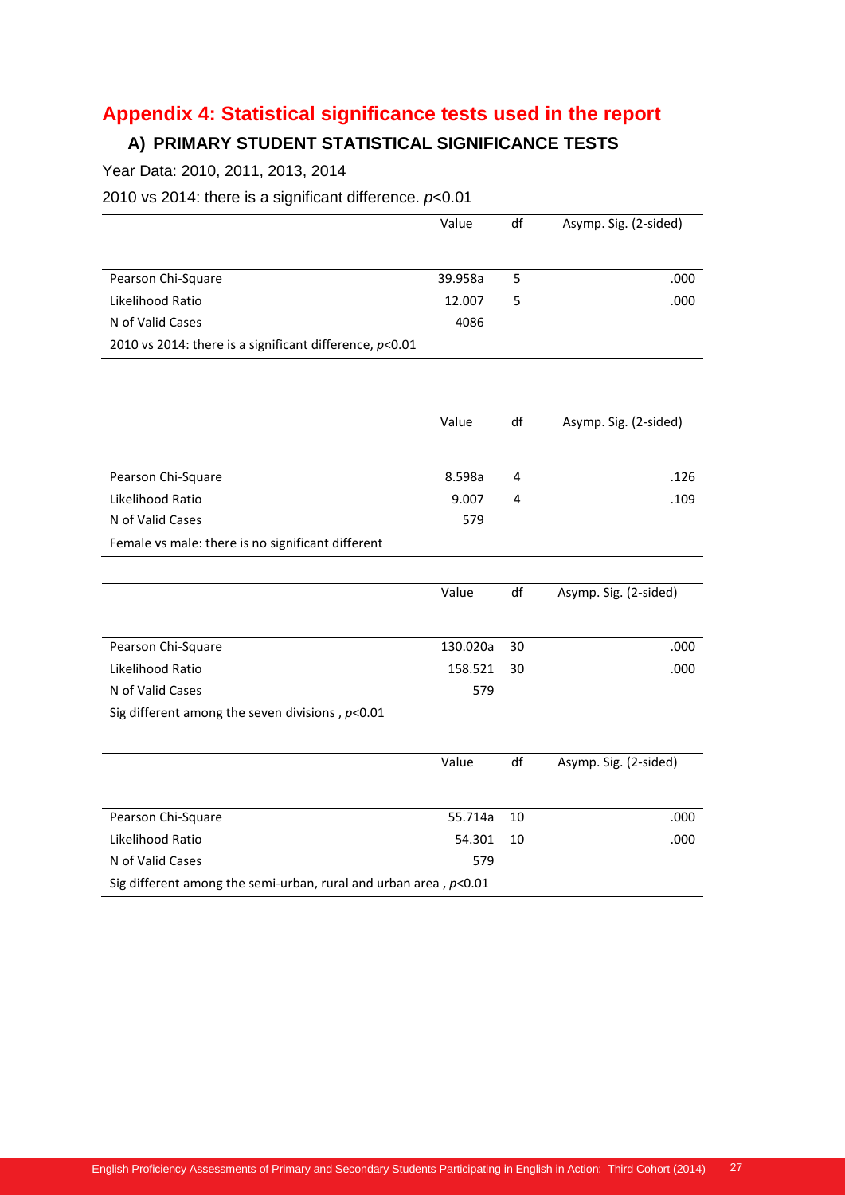# Appendix 4: Statistical significance tests used in the report

## A) PRIMARY STUDENT STATISTICAL SIGNIFICANCE TESTS

Year Data: 2010, 2011, 2013, 2014

2010 vs 2014: there is a significant difference. $p<0.01$

| | Value | df | Asymp. Sig. (2-sided) |
|---|---|---|---|
| Pearson Chi-Square | 39.958a | 5 | .000 |
| Likelihood Ratio | 12.007 | 5 | .000 |
| N of Valid Cases | 4086 | | |
| 2010 vs 2014: there is a significant difference, $p<0.01$ | | | |

| | Value | df | Asymp. Sig. (2-sided) |
|---|---|---|---|
| Pearson Chi-Square | 8.598a | 4 | .126 |
| Likelihood Ratio | 9.007 | 4 | .109 |
| N of Valid Cases | 579 | | |
| Female vs male: there is no significant different | | | |

| | Value | df | Asymp. Sig. (2-sided) |
|---|---|---|---|
| Pearson Chi-Square | 130.020a | 30 | .000 |
| Likelihood Ratio | 158.521 | 30 | .000 |
| N of Valid Cases | 579 | | |
| Sig different among the seven divisions , $p<0.01$ | | | |

| | Value | df | Asymp. Sig. (2-sided) |
|---|---|---|---|
| Pearson Chi-Square | 55.714a | 10 | .000 |
| Likelihood Ratio | 54.301 | 10 | .000 |
| N of Valid Cases | 579 | | |
| Sig different among the semi-urban, rural and urban area , $p<0.01$ | | | |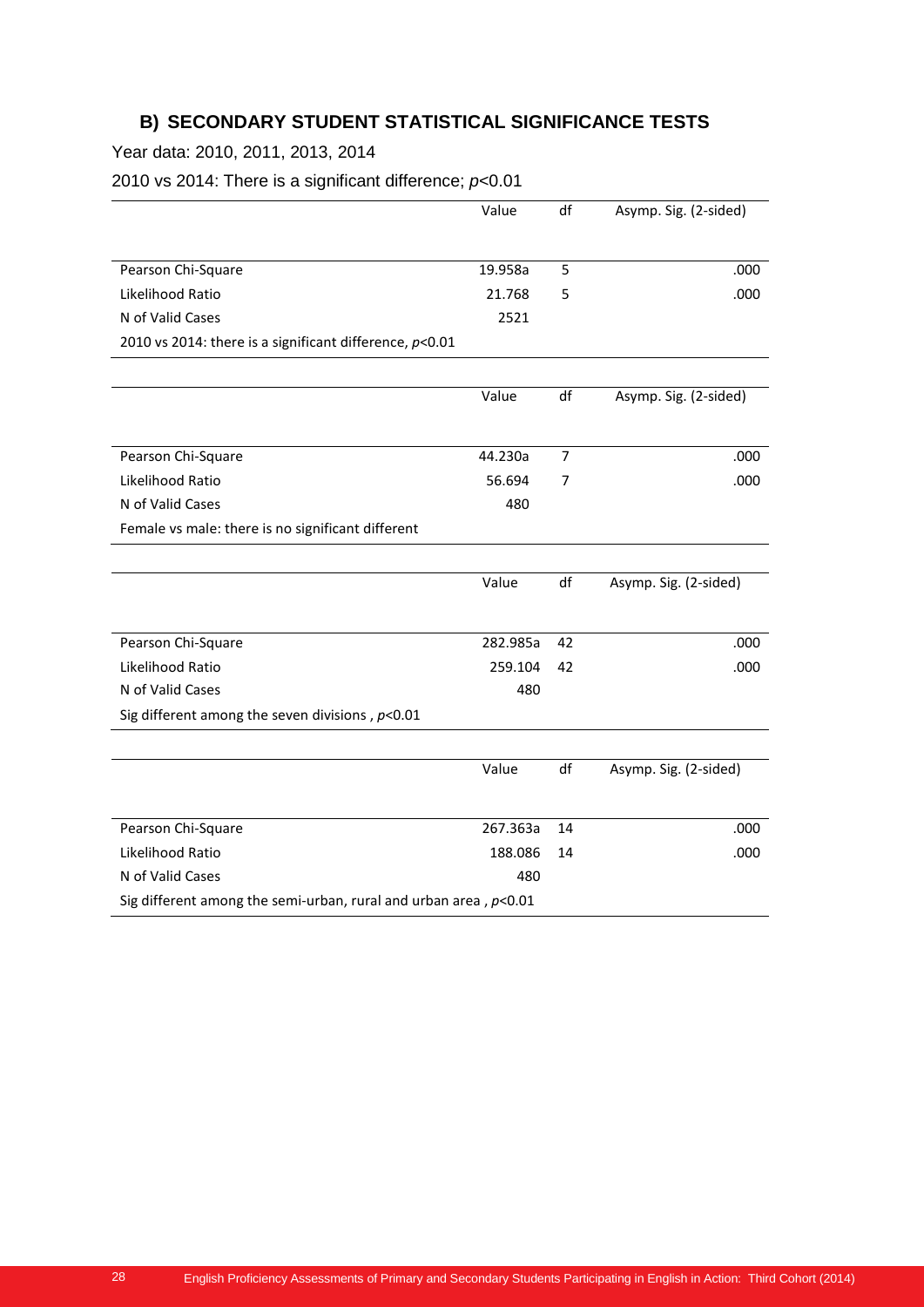## B) SECONDARY STUDENT STATISTICAL SIGNIFICANCE TESTS

Year data: 2010, 2011, 2013, 2014

2010 vs 2014: There is a significant difference; *p*<0.01

| | Value | df | Asymp. Sig. (2-sided) |
|---|---|---|---|
| Pearson Chi-Square | 19.958a | 5 | .000 |
| Likelihood Ratio | 21.768 | 5 | .000 |
| N of Valid Cases | 2521 | | |
| 2010 vs 2014: there is a significant difference, *p*<0.01 | | | |

| | Value | df | Asymp. Sig. (2-sided) |
|---|---|---|---|
| Pearson Chi-Square | 44.230a | 7 | .000 |
| Likelihood Ratio | 56.694 | 7 | .000 |
| N of Valid Cases | 480 | | |
| Female vs male: there is no significant different | | | |

| | Value | df | Asymp. Sig. (2-sided) |
|---|---|---|---|
| Pearson Chi-Square | 282.985a | 42 | .000 |
| Likelihood Ratio | 259.104 | 42 | .000 |
| N of Valid Cases | 480 | | |
| Sig different among the seven divisions , *p*<0.01 | | | |

| | Value | df | Asymp. Sig. (2-sided) |
|---|---|---|---|
| Pearson Chi-Square | 267.363a | 14 | .000 |
| Likelihood Ratio | 188.086 | 14 | .000 |
| N of Valid Cases | 480 | | |
| Sig different among the semi-urban, rural and urban area , *p*<0.01 | | | |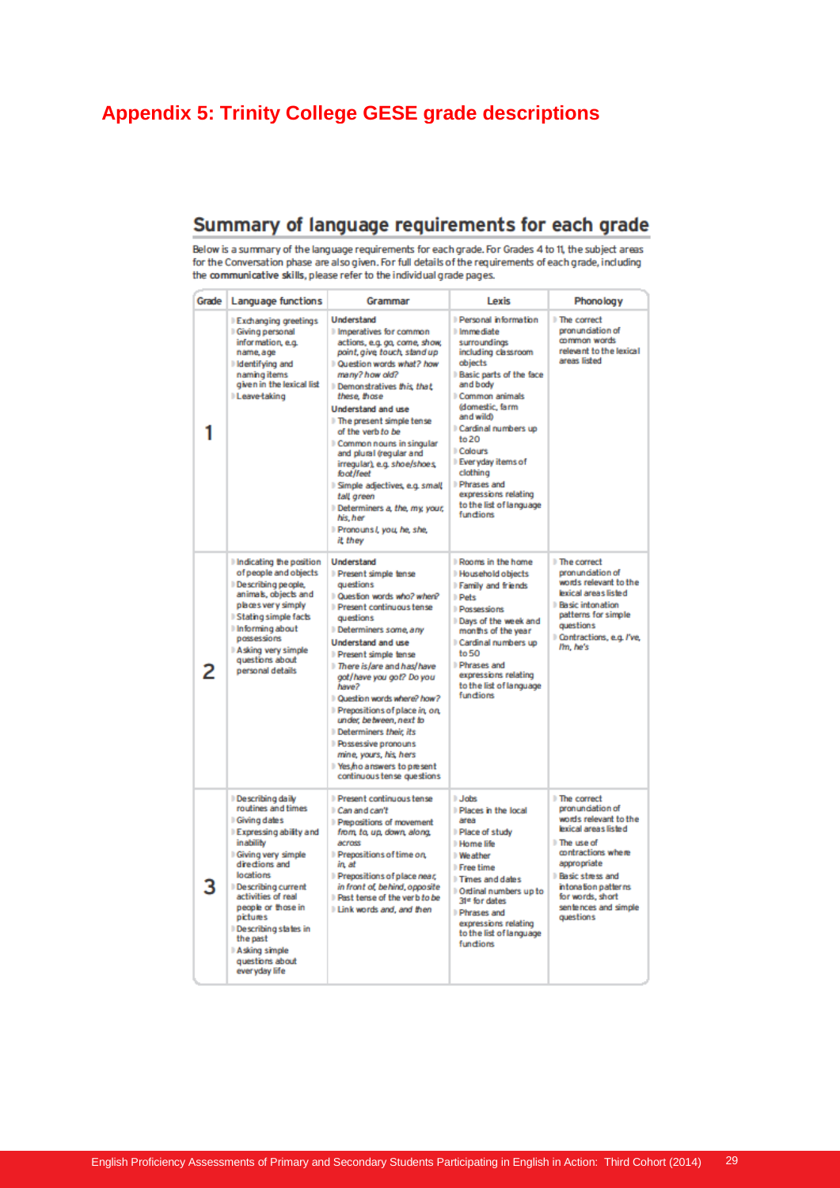# Appendix 5: Trinity College GESE grade descriptions

## Summary of language requirements for each grade

Below is a summary of the language requirements for each grade. For Grades 4 to 11, the subject areas for the Conversation phase are also given. For full details of the requirements of each grade, including the **communicative skills**, please refer to the individual grade pages.

| Grade | Language functions | Grammar | Lexis | Phonology |
|---|---|---|---|---|
| 1 | Exchanging greetings<br>Giving personal information, e.g. name, age<br>Identifying and naming items given in the lexical list<br>Leave-taking | **Understand**<br>Imperatives for common actions, e.g. *go, come, show, point, give, touch, stand up*<br>Question words *what? how many? how old?*<br>Demonstratives *this, that, these, those*<br>**Understand and use**<br>The present simple tense of the verb *to be*<br>Common nouns in singular and plural (regular and irregular), e.g. *shoe/shoes, foot/feet*<br>Simple adjectives, e.g. *small, tall, green*<br>Determiners *a, the, my, your, his, her*<br>Pronouns *I, you, he, she, it, they* | Personal information<br>Immediate surroundings including classroom objects<br>Basic parts of the face and body<br>Common animals (domestic, farm and wild)<br>Cardinal numbers up to 20<br>Colours<br>Everyday items of clothing<br>Phrases and expressions relating to the list of language functions | The correct pronunciation of common words relevant to the lexical areas listed |
| 2 | Indicating the position of people and objects<br>Describing people, animals, objects and places very simply<br>Stating simple facts<br>Informing about possessions<br>Asking very simple questions about personal details | **Understand**<br>Present simple tense questions<br>Question words *who? when?*<br>Present continuous tense questions<br>Determiners *some, any*<br>**Understand and use**<br>Present simple tense<br>*There is/are* and *has/have got/have you got? Do you have?*<br>Question words *where? how?*<br>Prepositions of place *in, on, under, between, next to*<br>Determiners *their, its*<br>Possessive pronouns *mine, yours, his, hers*<br>Yes/no answers to present continuous tense questions | Rooms in the home<br>Household objects<br>Family and friends<br>Pets<br>Possessions<br>Days of the week and months of the year<br>Cardinal numbers up to 50<br>Phrases and expressions relating to the list of language functions | The correct pronunciation of words relevant to the lexical areas listed<br>Basic intonation patterns for simple questions<br>Contractions, e.g. *I've, I'm, he's* |
| 3 | Describing daily routines and times<br>Giving dates<br>Expressing ability and inability<br>Giving very simple directions and locations<br>Describing current activities of real people or those in pictures<br>Describing states in the past<br>Asking simple questions about everyday life | Present continuous tense<br>*Can* and *can't*<br>Prepositions of movement *from, to, up, down, along, across*<br>Prepositions of time *on, in, at*<br>Prepositions of place *near, in front of, behind, opposite*<br>Past tense of the verb *to be*<br>Link words *and, and then* | Jobs<br>Places in the local area<br>Place of study<br>Home life<br>Weather<br>Free time<br>Times and dates<br>Ordinal numbers up to 31st for dates<br>Phrases and expressions relating to the list of language functions | The correct pronunciation of words relevant to the lexical areas listed<br>The use of contractions where appropriate<br>Basic stress and intonation patterns for words, short sentences and simple questions |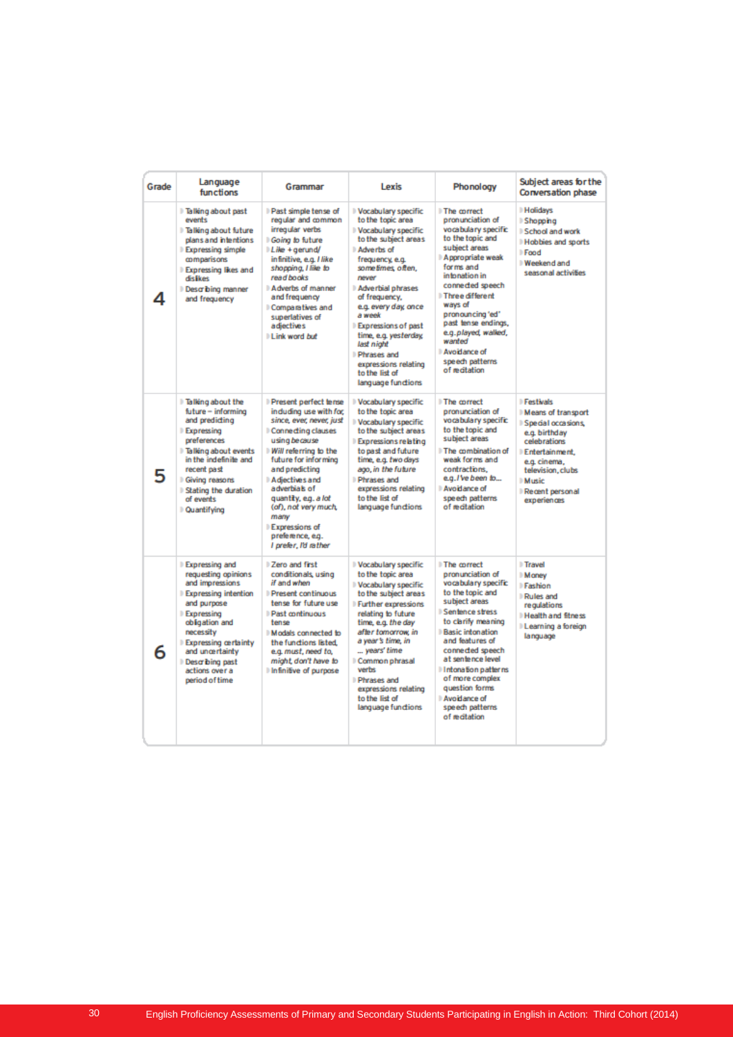| Grade | Language functions | Grammar | Lexis | Phonology | Subject areas for the Conversation phase |
|---|---|---|---|---|---|
| 4 | Talking about past events<br>Talking about future plans and intentions<br>Expressing simple comparisons<br>Expressing likes and dislikes<br>Describing manner and frequency | Past simple tense of regular and common irregular verbs<br>*Going to* future<br>*Like* + gerund/ infinitive, e.g. *I like shopping, I like to read books*<br>Adverbs of manner and frequency<br>Comparatives and superlatives of adjectives<br>Link word *but* | Vocabulary specific to the topic area<br>Vocabulary specific to the subject areas<br>Adverbs of frequency, e.g. *sometimes, often, never*<br>Adverbial phrases of frequency, e.g. *every day, once a week*<br>Expressions of past time, e.g. *yesterday, last night*<br>Phrases and expressions relating to the list of language functions | The correct pronunciation of vocabulary specific to the topic and subject areas<br>Appropriate weak forms and intonation in connected speech<br>Three different ways of pronouncing 'ed' past tense endings, e.g. *played, walked, wanted*<br>Avoidance of speech patterns of recitation | Holidays<br>Shopping<br>School and work<br>Hobbies and sports<br>Food<br>Weekend and seasonal activities |
| 5 | Talking about the future – informing and predicting<br>Expressing preferences<br>Talking about events in the indefinite and recent past<br>Giving reasons<br>Stating the duration of events<br>Quantifying | Present perfect tense including use with *for, since, ever, never, just*<br>Connecting clauses using *because*<br>*Will* referring to the future for informing and predicting<br>Adjectives and adverbials of quantity, e.g. *a lot (of), not very much, many*<br>Expressions of preference, e.g. *I prefer, I'd rather* | Vocabulary specific to the topic area<br>Vocabulary specific to the subject areas<br>Expressions relating to past and future time, e.g. *two days ago, in the future*<br>Phrases and expressions relating to the list of language functions | The correct pronunciation of vocabulary specific to the topic and subject areas<br>The combination of weak forms and contractions, e.g. *I've been to...*<br>Avoidance of speech patterns of recitation | Festivals<br>Means of transport<br>Special occasions, e.g. birthday celebrations<br>Entertainment, e.g. cinema, television, clubs<br>Music<br>Recent personal experiences |
| 6 | Expressing and requesting opinions and impressions<br>Expressing intention and purpose<br>Expressing obligation and necessity<br>Expressing certainty and uncertainty<br>Describing past actions over a period of time | Zero and first conditionals, using *if* and *when*<br>Present continuous tense for future use<br>Past continuous tense<br>Modals connected to the functions listed, e.g. *must, need to, might, don't have to*<br>Infinitive of purpose | Vocabulary specific to the topic area<br>Vocabulary specific to the subject areas<br>Further expressions relating to future time, e.g. *the day after tomorrow, in a year's time, in ... years' time*<br>Common phrasal verbs<br>Phrases and expressions relating to the list of language functions | The correct pronunciation of vocabulary specific to the topic and subject areas<br>Sentence stress to clarify meaning<br>Basic intonation and features of connected speech at sentence level<br>Intonation patterns of more complex question forms<br>Avoidance of speech patterns of recitation | Travel<br>Money<br>Fashion<br>Rules and regulations<br>Health and fitness<br>Learning a foreign language |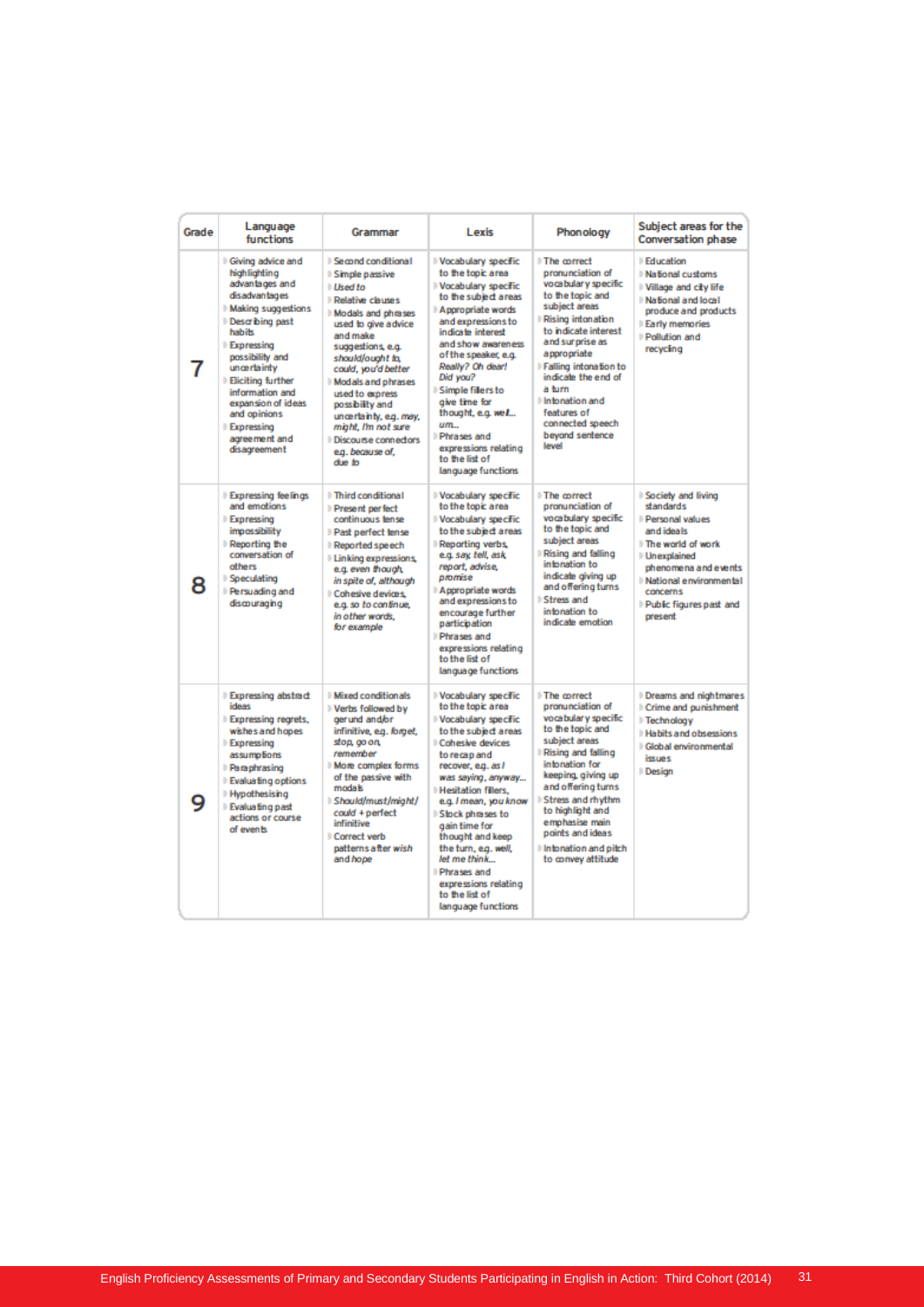| Grade | Language functions | Grammar | Lexis | Phonology | Subject areas for the Conversation phase |
|---|---|---|---|---|---|
| 7 | Giving advice and highlighting advantages and disadvantages<br>Making suggestions<br>Describing past habits<br>Expressing possibility and uncertainty<br>Eliciting further information and expansion of ideas and opinions<br>Expressing agreement and disagreement | Second conditional<br>Simple passive<br>*Used to*<br>Relative clauses<br>Modals and phrases used to give advice and make suggestions, e.g. *should/ought to, could, you'd better*<br>Modals and phrases used to express possibility and uncertainty, e.g. *may, might, I'm not sure*<br>Discourse connectors e.g. *because of, due to* | Vocabulary specific to the topic area<br>Vocabulary specific to the subject areas<br>Appropriate words and expressions to indicate interest and show awareness of the speaker, e.g. *Really? Oh dear! Did you?*<br>Simple fillers to give time for thought, e.g. *well... um...*<br>Phrases and expressions relating to the list of language functions | The correct pronunciation of vocabulary specific to the topic and subject areas<br>Rising intonation to indicate interest and surprise as appropriate<br>Falling intonation to indicate the end of a turn<br>Intonation and features of connected speech beyond sentence level | Education<br>National customs<br>Village and city life<br>National and local produce and products<br>Early memories<br>Pollution and recycling |
| 8 | Expressing feelings and emotions<br>Expressing impossibility<br>Reporting the conversation of others<br>Speculating<br>Persuading and discouraging | Third conditional<br>Present perfect continuous tense<br>Past perfect tense<br>Reported speech<br>Linking expressions, e.g. *even though, in spite of, although*<br>Cohesive devices, e.g. *so to continue, in other words, for example* | Vocabulary specific to the topic area<br>Vocabulary specific to the subject areas<br>Reporting verbs, e.g. *say, tell, ask, report, advise, promise*<br>Appropriate words and expressions to encourage further participation<br>Phrases and expressions relating to the list of language functions | The correct pronunciation of vocabulary specific to the topic and subject areas<br>Rising and falling intonation to indicate giving up and offering turns<br>Stress and intonation to indicate emotion | Society and living standards<br>Personal values and ideals<br>The world of work<br>Unexplained phenomena and events<br>National environmental concerns<br>Public figures past and present |
| 9 | Expressing abstract ideas<br>Expressing regrets, wishes and hopes<br>Expressing assumptions<br>Paraphrasing<br>Evaluating options<br>Hypothesising<br>Evaluating past actions or course of events | Mixed conditionals<br>Verbs followed by gerund and/or infinitive, e.g. *forget, stop, go on, remember*<br>More complex forms of the passive with modals<br>*Should/must/might/could* + perfect infinitive<br>Correct verb patterns after *wish* and *hope* | Vocabulary specific to the topic area<br>Vocabulary specific to the subject areas<br>Cohesive devices to recap and recover, e.g. *as I was saying, anyway...*<br>Hesitation fillers, e.g. *I mean, you know*<br>Stock phrases to gain time for thought and keep the turn, e.g. *well, let me think...*<br>Phrases and expressions relating to the list of language functions | The correct pronunciation of vocabulary specific to the topic and subject areas<br>Rising and falling intonation for keeping, giving up and offering turns<br>Stress and rhythm to highlight and emphasise main points and ideas<br>Intonation and pitch to convey attitude | Dreams and nightmares<br>Crime and punishment<br>Technology<br>Habits and obsessions<br>Global environmental issues<br>Design |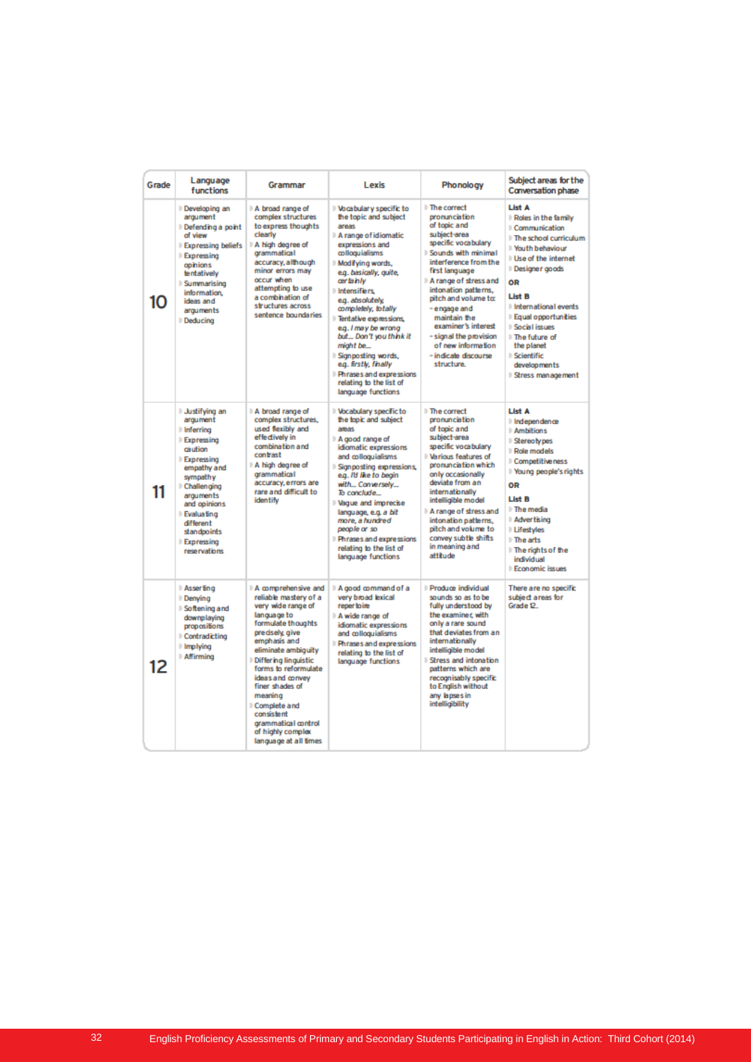| Grade | Language functions | Grammar | Lexis | Phonology | Subject areas for the Conversation phase |
|---|---|---|---|---|---|
| 10 | Developing an argument<br>Defending a point of view<br>Expressing beliefs<br>Expressing opinions tentatively<br>Summarising information, ideas and arguments<br>Deducing | A broad range of complex structures to express thoughts clearly<br>A high degree of grammatical accuracy, although minor errors may occur when attempting to use a combination of structures across sentence boundaries | Vocabulary specific to the topic and subject areas<br>A range of idiomatic expressions and colloquialisms<br>Modifying words, e.g. *basically, quite, certainly*<br>Intensifiers, e.g. *absolutely, completely, totally*<br>Tentative expressions, e.g. *I may be wrong but... Don't you think it might be...*<br>Signposting words, e.g. *firstly, finally*<br>Phrases and expressions relating to the list of language functions | The correct pronunciation of topic and subject-area specific vocabulary<br>Sounds with minimal interference from the first language<br>A range of stress and intonation patterns, pitch and volume to:<br>- engage and maintain the examiner's interest<br>- signal the provision of new information<br>- indicate discourse structure. | **List A**<br>Roles in the family<br>Communication<br>The school curriculum<br>Youth behaviour<br>Use of the internet<br>Designer goods<br>**OR**<br>**List B**<br>International events<br>Equal opportunities<br>Social issues<br>The future of the planet<br>Scientific developments<br>Stress management |
| 11 | Justifying an argument<br>Inferring<br>Expressing caution<br>Expressing empathy and sympathy<br>Challenging arguments and opinions<br>Evaluating different standpoints<br>Expressing reservations | A broad range of complex structures, used flexibly and effectively in combination and contrast<br>A high degree of grammatical accuracy, errors are rare and difficult to identify | Vocabulary specific to the topic and subject areas<br>A good range of idiomatic expressions and colloquialisms<br>Signposting expressions, e.g. *I'd like to begin with... Conversely... To conclude...*<br>Vague and imprecise language, e.g. *a bit more, a hundred people or so*<br>Phrases and expressions relating to the list of language functions | The correct pronunciation of topic and subject-area specific vocabulary<br>Various features of pronunciation which only occasionally deviate from an internationally intelligible model<br>A range of stress and intonation patterns, pitch and volume to convey subtle shifts in meaning and attitude | **List A**<br>Independence<br>Ambitions<br>Stereotypes<br>Role models<br>Competitiveness<br>Young people's rights<br>**OR**<br>**List B**<br>The media<br>Advertising<br>Lifestyles<br>The arts<br>The rights of the individual<br>Economic issues |
| 12 | Asserting<br>Denying<br>Softening and downplaying propositions<br>Contradicting<br>Implying<br>Affirming | A comprehensive and reliable mastery of a very wide range of language to formulate thoughts precisely, give emphasis and eliminate ambiguity<br>Differing linguistic forms to reformulate ideas and convey finer shades of meaning<br>Complete and consistent grammatical control of highly complex language at all times | A good command of a very broad lexical repertoire<br>A wide range of idiomatic expressions and colloquialisms<br>Phrases and expressions relating to the list of language functions | Produce individual sounds so as to be fully understood by the examiner, with only a rare sound that deviates from an internationally intelligible model<br>Stress and intonation patterns which are recognisably specific to English without any lapses in intelligibility | There are no specific subject areas for Grade 12. |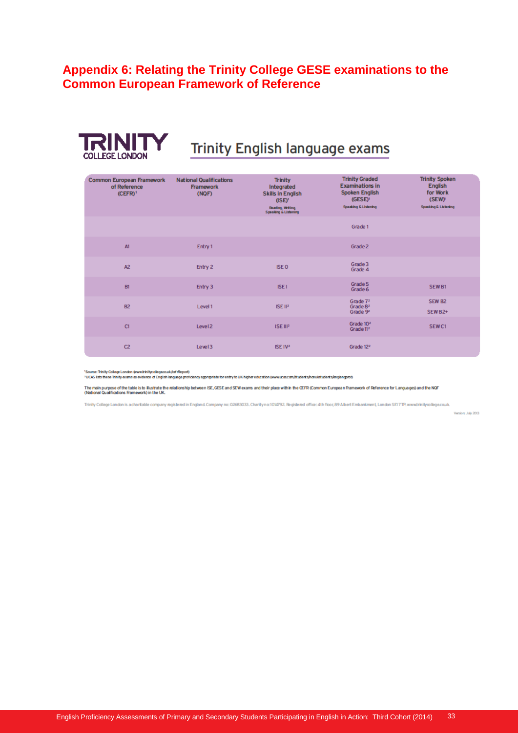## Appendix 6: Relating the Trinity College GESE examinations to the Common European Framework of Reference

TRINITY COLLEGE LONDON

### Trinity English language exams

| Common European Framework of Reference (CEFR)[1] | National Qualifications Framework (NQF) | Trinity Integrated Skills in English (ISE)[1] Reading, Writing, Speaking & Listening | Trinity Graded Examinations in Spoken English (GESE)[1] Speaking & Listening | Trinity Spoken English for Work (SEW)[1] Speaking & Listening |
|---|---|---|---|---|
| | | | Grade 1 | |
| A1 | Entry 1 | | Grade 2 | |
| A2 | Entry 2 | ISE 0 | Grade 3<br>Grade 4 | |
| B1 | Entry 3 | ISE I | Grade 5<br>Grade 6 | SEW B1 |
| B2 | Level 1 | ISE II[2] | Grade 7[2]<br>Grade 8[2]<br>Grade 9[2] | SEW B2<br>SEW B2+ |
| C1 | Level 2 | ISE III[2] | Grade 10[2]<br>Grade 11[2] | SEW C1 |
| C2 | Level 3 | ISE IV[2] | Grade 12[2] | |

[1]Source: Trinity College London (www.trinitycollege.co.uk/cefrReport)
[2]UCAS lists these Trinity exams as evidence of English language proficiency appropriate for entry to UK higher education (www.ucas.com/students/nonukstudents/englangprof)

The main purpose of the table is to illustrate the relationship between ISE, GESE and SEW exams and their place within the CEFR (Common European Framework of Reference for Languages) and the NQF (National Qualifications Framework) in the UK.

Trinity College London is a charitable company registered in England. Company no: 02683033. Charity no: 1014792. Registered office: 4th floor, 89 Albert Embankment, London SE1 7TP. www.trinitycollege.co.uk

Version: July 2013